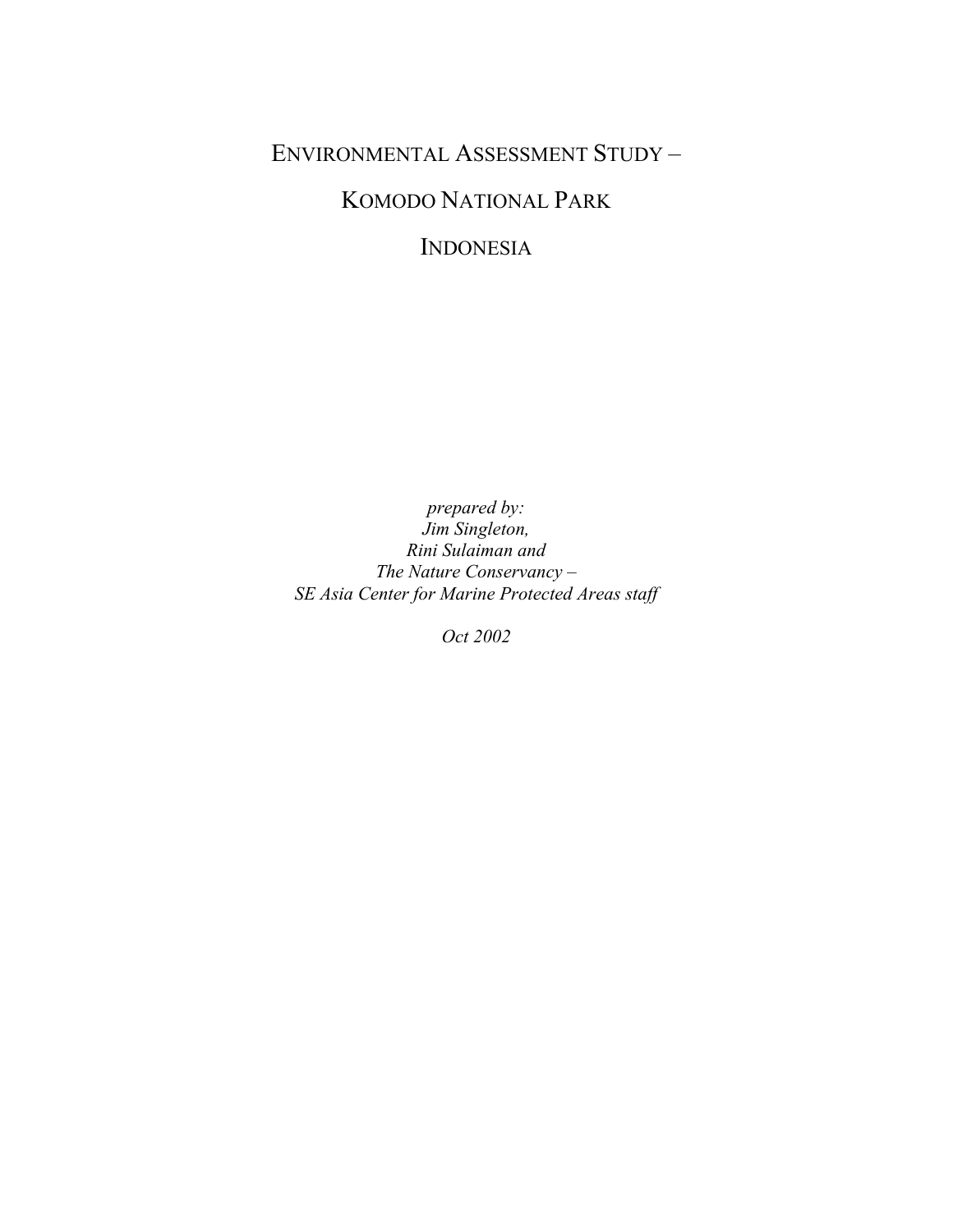# ENVIRONMENTAL ASSESSMENT STUDY –

# KOMODO NATIONAL PARK

# INDONESIA

*prepared by:*
*Jim Singleton,*
*Rini Sulaiman and*
*The Nature Conservancy –*
*SE Asia Center for Marine Protected Areas staff*

*Oct 2002*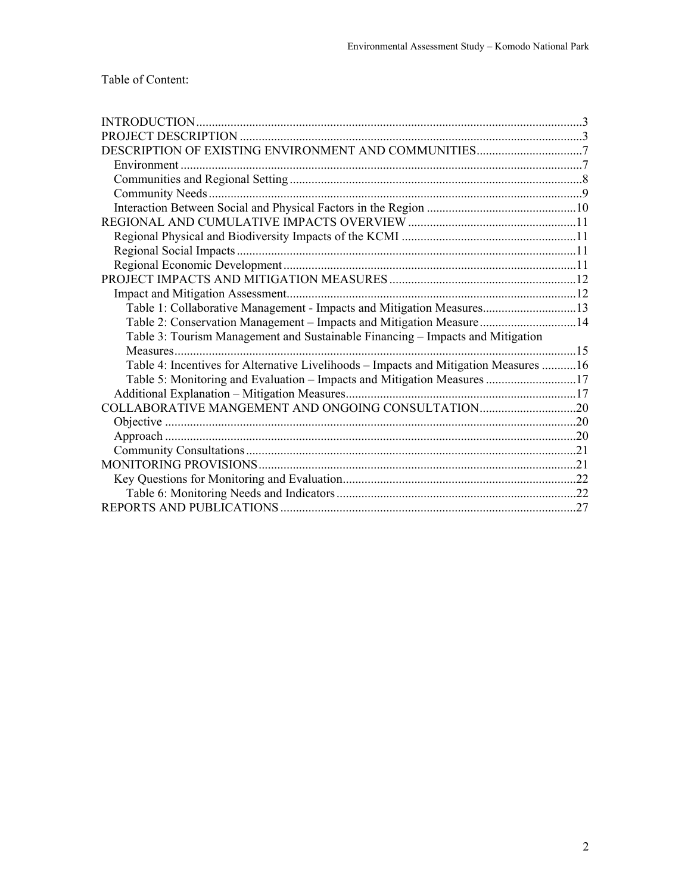Table of Content:

- INTRODUCTION ... 3
- PROJECT DESCRIPTION ... 3
- DESCRIPTION OF EXISTING ENVIRONMENT AND COMMUNITIES ... 7
  - Environment ... 7
  - Communities and Regional Setting ... 8
  - Community Needs ... 9
  - Interaction Between Social and Physical Factors in the Region ... 10
- REGIONAL AND CUMULATIVE IMPACTS OVERVIEW ... 11
  - Regional Physical and Biodiversity Impacts of the KCMI ... 11
  - Regional Social Impacts ... 11
  - Regional Economic Development ... 11
- PROJECT IMPACTS AND MITIGATION MEASURES ... 12
  - Impact and Mitigation Assessment ... 12
    - Table 1: Collaborative Management - Impacts and Mitigation Measures ... 13
    - Table 2: Conservation Management – Impacts and Mitigation Measure ... 14
    - Table 3: Tourism Management and Sustainable Financing – Impacts and Mitigation Measures ... 15
    - Table 4: Incentives for Alternative Livelihoods – Impacts and Mitigation Measures ... 16
    - Table 5: Monitoring and Evaluation – Impacts and Mitigation Measures ... 17
  - Additional Explanation – Mitigation Measures ... 17
- COLLABORATIVE MANGEMENT AND ONGOING CONSULTATION ... 20
  - Objective ... 20
  - Approach ... 20
  - Community Consultations ... 21
- MONITORING PROVISIONS ... 21
  - Key Questions for Monitoring and Evaluation ... 22
    - Table 6: Monitoring Needs and Indicators ... 22
- REPORTS AND PUBLICATIONS ... 27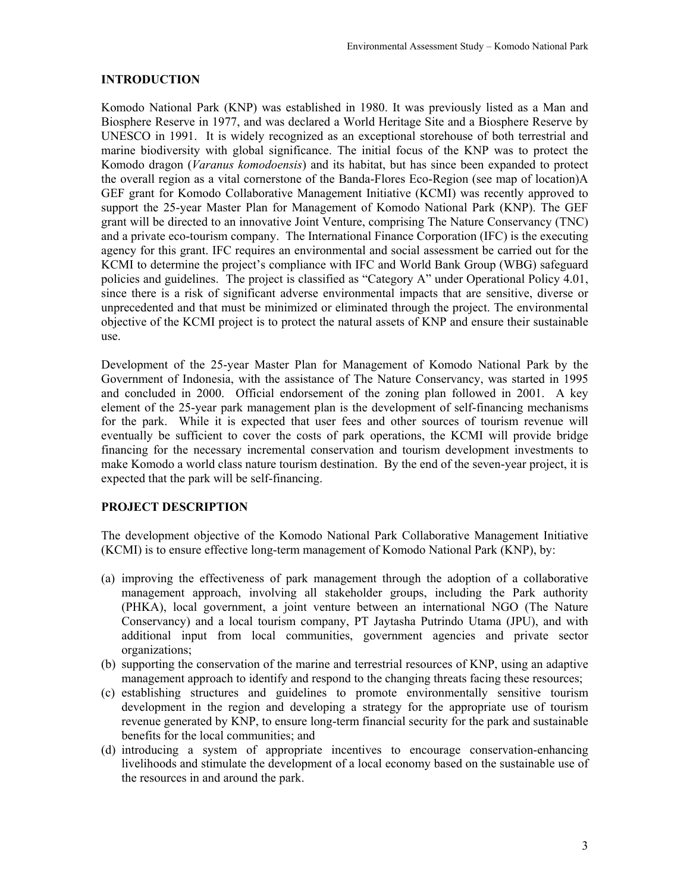## INTRODUCTION

Komodo National Park (KNP) was established in 1980. It was previously listed as a Man and Biosphere Reserve in 1977, and was declared a World Heritage Site and a Biosphere Reserve by UNESCO in 1991. It is widely recognized as an exceptional storehouse of both terrestrial and marine biodiversity with global significance. The initial focus of the KNP was to protect the Komodo dragon (*Varanus komodoensis*) and its habitat, but has since been expanded to protect the overall region as a vital cornerstone of the Banda-Flores Eco-Region (see map of location)A GEF grant for Komodo Collaborative Management Initiative (KCMI) was recently approved to support the 25-year Master Plan for Management of Komodo National Park (KNP). The GEF grant will be directed to an innovative Joint Venture, comprising The Nature Conservancy (TNC) and a private eco-tourism company. The International Finance Corporation (IFC) is the executing agency for this grant. IFC requires an environmental and social assessment be carried out for the KCMI to determine the project's compliance with IFC and World Bank Group (WBG) safeguard policies and guidelines. The project is classified as "Category A" under Operational Policy 4.01, since there is a risk of significant adverse environmental impacts that are sensitive, diverse or unprecedented and that must be minimized or eliminated through the project. The environmental objective of the KCMI project is to protect the natural assets of KNP and ensure their sustainable use.

Development of the 25-year Master Plan for Management of Komodo National Park by the Government of Indonesia, with the assistance of The Nature Conservancy, was started in 1995 and concluded in 2000. Official endorsement of the zoning plan followed in 2001. A key element of the 25-year park management plan is the development of self-financing mechanisms for the park. While it is expected that user fees and other sources of tourism revenue will eventually be sufficient to cover the costs of park operations, the KCMI will provide bridge financing for the necessary incremental conservation and tourism development investments to make Komodo a world class nature tourism destination. By the end of the seven-year project, it is expected that the park will be self-financing.

## PROJECT DESCRIPTION

The development objective of the Komodo National Park Collaborative Management Initiative (KCMI) is to ensure effective long-term management of Komodo National Park (KNP), by:

(a) improving the effectiveness of park management through the adoption of a collaborative management approach, involving all stakeholder groups, including the Park authority (PHKA), local government, a joint venture between an international NGO (The Nature Conservancy) and a local tourism company, PT Jaytasha Putrindo Utama (JPU), and with additional input from local communities, government agencies and private sector organizations;

(b) supporting the conservation of the marine and terrestrial resources of KNP, using an adaptive management approach to identify and respond to the changing threats facing these resources;

(c) establishing structures and guidelines to promote environmentally sensitive tourism development in the region and developing a strategy for the appropriate use of tourism revenue generated by KNP, to ensure long-term financial security for the park and sustainable benefits for the local communities; and

(d) introducing a system of appropriate incentives to encourage conservation-enhancing livelihoods and stimulate the development of a local economy based on the sustainable use of the resources in and around the park.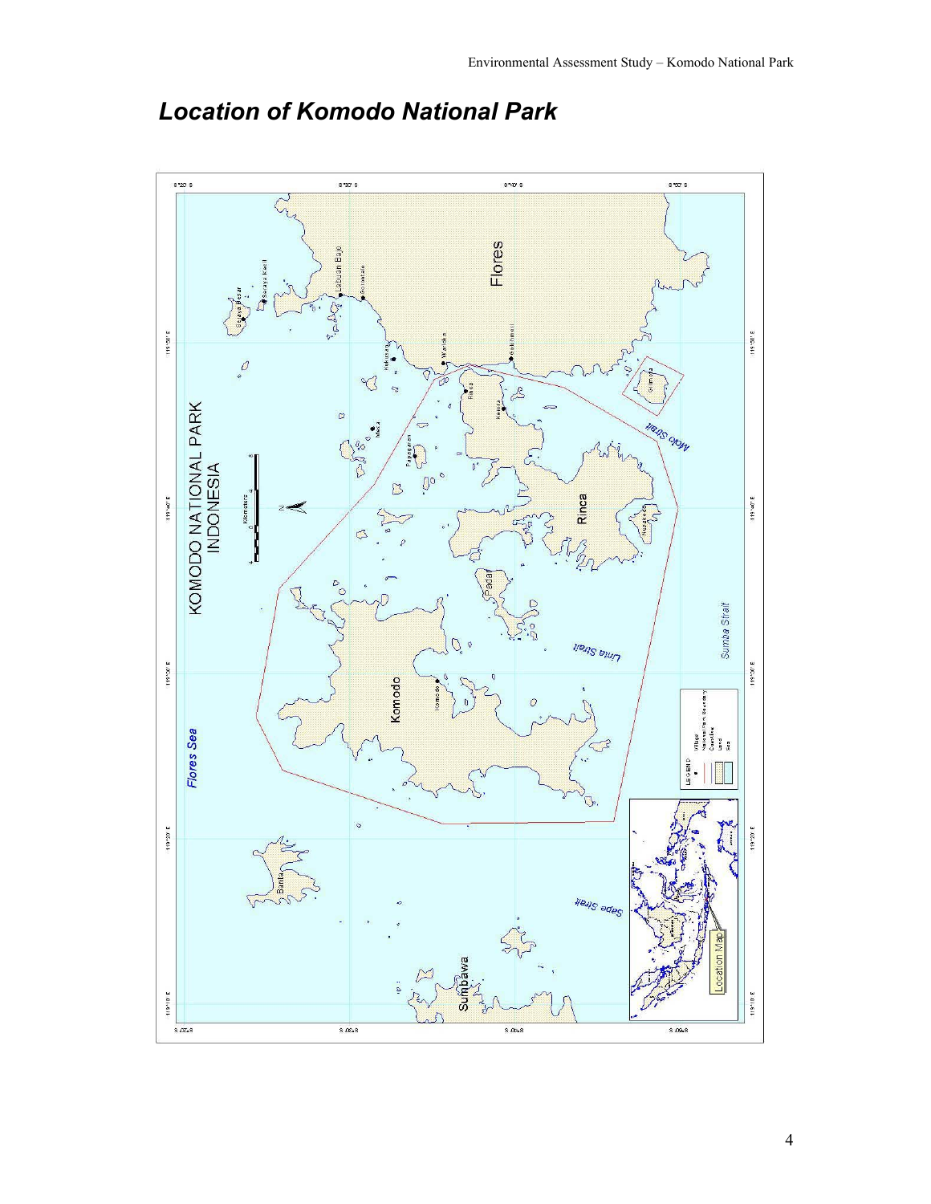# *Location of Komodo National Park*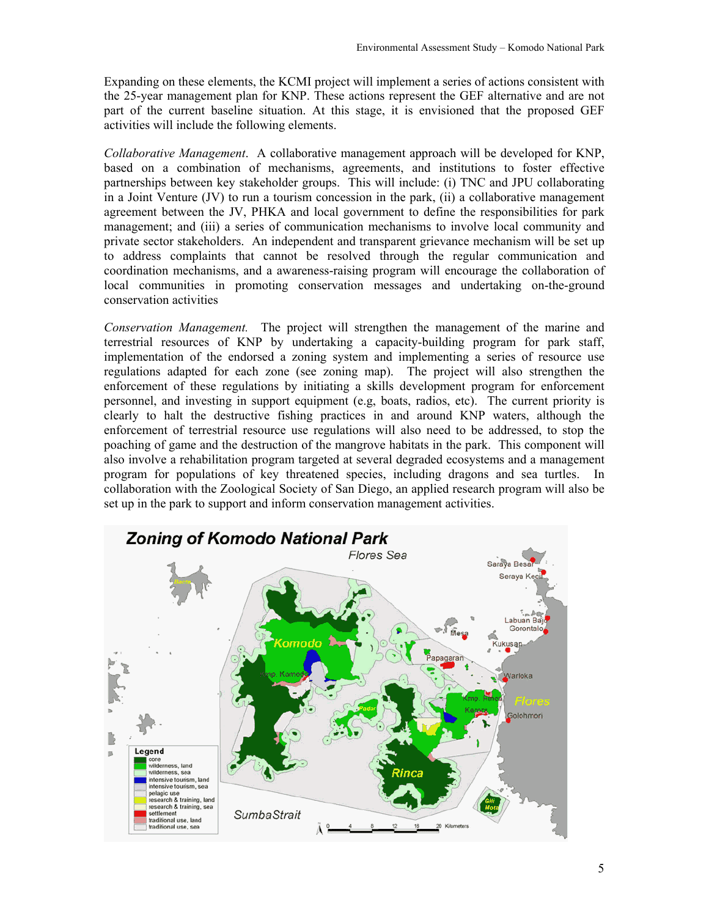Expanding on these elements, the KCMI project will implement a series of actions consistent with the 25-year management plan for KNP. These actions represent the GEF alternative and are not part of the current baseline situation. At this stage, it is envisioned that the proposed GEF activities will include the following elements.

*Collaborative Management*. A collaborative management approach will be developed for KNP, based on a combination of mechanisms, agreements, and institutions to foster effective partnerships between key stakeholder groups. This will include: (i) TNC and JPU collaborating in a Joint Venture (JV) to run a tourism concession in the park, (ii) a collaborative management agreement between the JV, PHKA and local government to define the responsibilities for park management; and (iii) a series of communication mechanisms to involve local community and private sector stakeholders. An independent and transparent grievance mechanism will be set up to address complaints that cannot be resolved through the regular communication and coordination mechanisms, and a awareness-raising program will encourage the collaboration of local communities in promoting conservation messages and undertaking on-the-ground conservation activities

*Conservation Management.* The project will strengthen the management of the marine and terrestrial resources of KNP by undertaking a capacity-building program for park staff, implementation of the endorsed a zoning system and implementing a series of resource use regulations adapted for each zone (see zoning map). The project will also strengthen the enforcement of these regulations by initiating a skills development program for enforcement personnel, and investing in support equipment (e.g, boats, radios, etc). The current priority is clearly to halt the destructive fishing practices in and around KNP waters, although the enforcement of terrestrial resource use regulations will also need to be addressed, to stop the poaching of game and the destruction of the mangrove habitats in the park. This component will also involve a rehabilitation program targeted at several degraded ecosystems and a management program for populations of key threatened species, including dragons and sea turtles. In collaboration with the Zoological Society of San Diego, an applied research program will also be set up in the park to support and inform conservation management activities.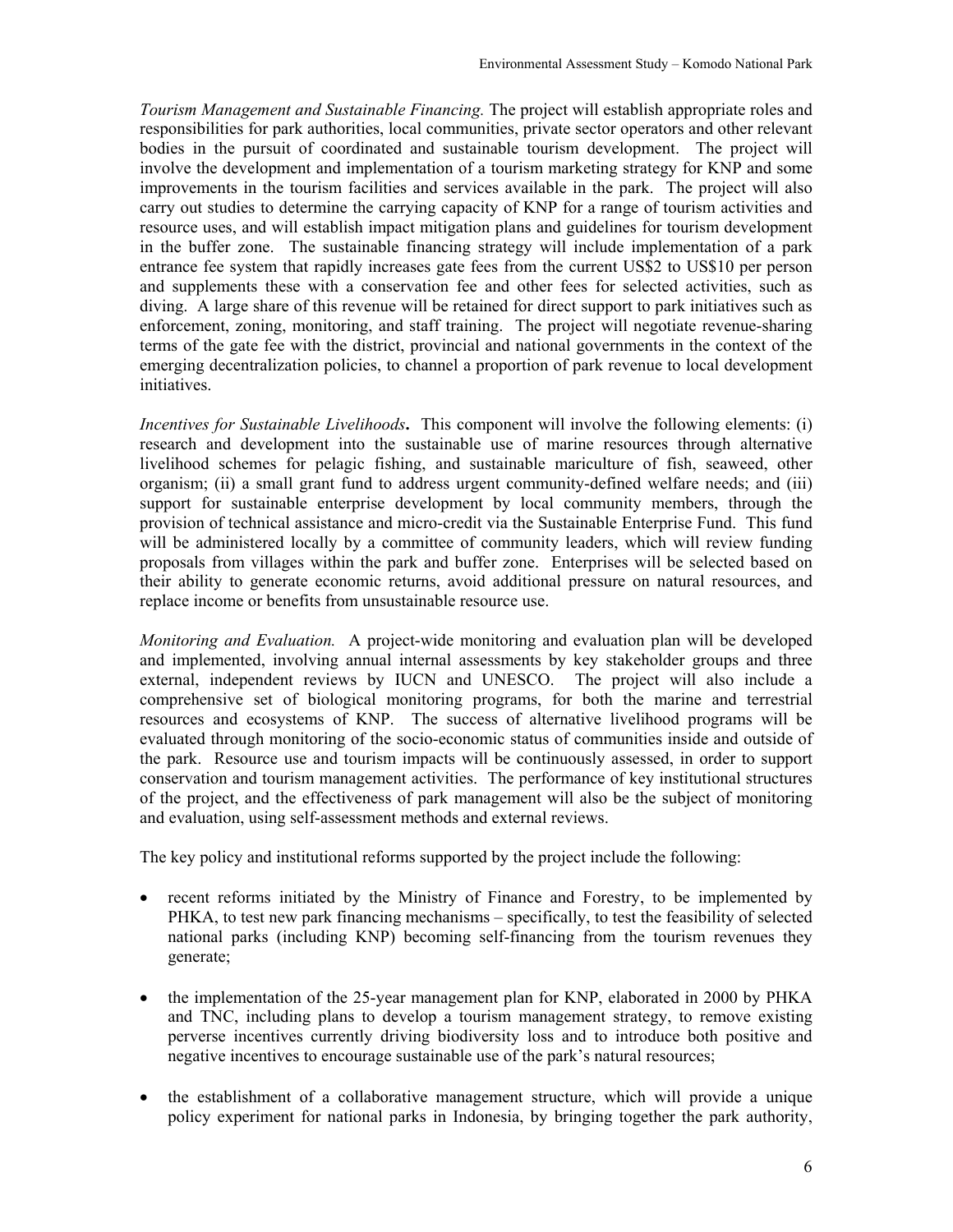*Tourism Management and Sustainable Financing.* The project will establish appropriate roles and responsibilities for park authorities, local communities, private sector operators and other relevant bodies in the pursuit of coordinated and sustainable tourism development. The project will involve the development and implementation of a tourism marketing strategy for KNP and some improvements in the tourism facilities and services available in the park. The project will also carry out studies to determine the carrying capacity of KNP for a range of tourism activities and resource uses, and will establish impact mitigation plans and guidelines for tourism development in the buffer zone. The sustainable financing strategy will include implementation of a park entrance fee system that rapidly increases gate fees from the current US$2 to US$10 per person and supplements these with a conservation fee and other fees for selected activities, such as diving. A large share of this revenue will be retained for direct support to park initiatives such as enforcement, zoning, monitoring, and staff training. The project will negotiate revenue-sharing terms of the gate fee with the district, provincial and national governments in the context of the emerging decentralization policies, to channel a proportion of park revenue to local development initiatives.

*Incentives for Sustainable Livelihoods***.** This component will involve the following elements: (i) research and development into the sustainable use of marine resources through alternative livelihood schemes for pelagic fishing, and sustainable mariculture of fish, seaweed, other organism; (ii) a small grant fund to address urgent community-defined welfare needs; and (iii) support for sustainable enterprise development by local community members, through the provision of technical assistance and micro-credit via the Sustainable Enterprise Fund. This fund will be administered locally by a committee of community leaders, which will review funding proposals from villages within the park and buffer zone. Enterprises will be selected based on their ability to generate economic returns, avoid additional pressure on natural resources, and replace income or benefits from unsustainable resource use.

*Monitoring and Evaluation.* A project-wide monitoring and evaluation plan will be developed and implemented, involving annual internal assessments by key stakeholder groups and three external, independent reviews by IUCN and UNESCO. The project will also include a comprehensive set of biological monitoring programs, for both the marine and terrestrial resources and ecosystems of KNP. The success of alternative livelihood programs will be evaluated through monitoring of the socio-economic status of communities inside and outside of the park. Resource use and tourism impacts will be continuously assessed, in order to support conservation and tourism management activities. The performance of key institutional structures of the project, and the effectiveness of park management will also be the subject of monitoring and evaluation, using self-assessment methods and external reviews.

The key policy and institutional reforms supported by the project include the following:

- recent reforms initiated by the Ministry of Finance and Forestry, to be implemented by PHKA, to test new park financing mechanisms – specifically, to test the feasibility of selected national parks (including KNP) becoming self-financing from the tourism revenues they generate;

- the implementation of the 25-year management plan for KNP, elaborated in 2000 by PHKA and TNC, including plans to develop a tourism management strategy, to remove existing perverse incentives currently driving biodiversity loss and to introduce both positive and negative incentives to encourage sustainable use of the park's natural resources;

- the establishment of a collaborative management structure, which will provide a unique policy experiment for national parks in Indonesia, by bringing together the park authority,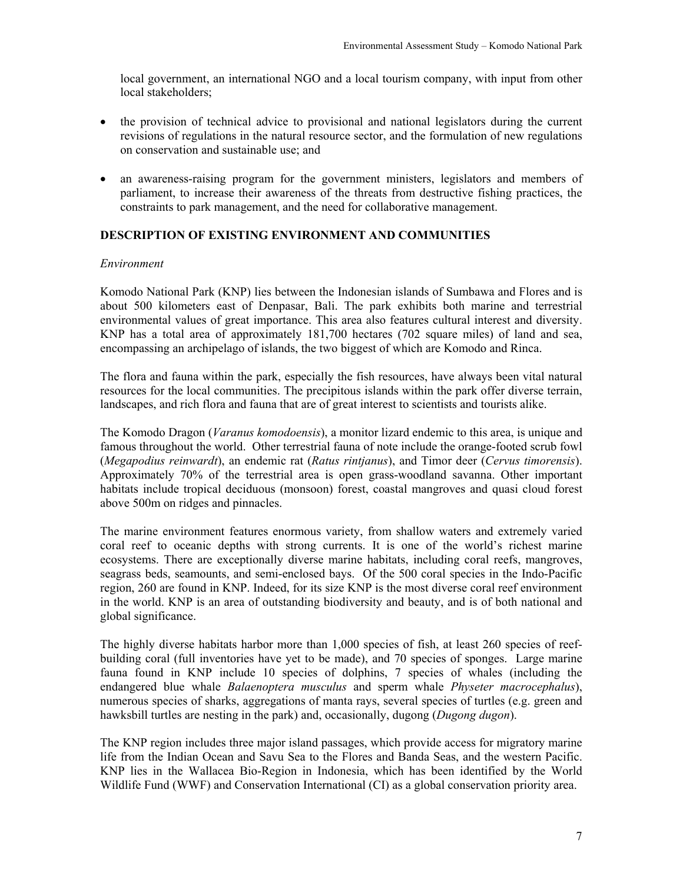local government, an international NGO and a local tourism company, with input from other local stakeholders;

- the provision of technical advice to provisional and national legislators during the current revisions of regulations in the natural resource sector, and the formulation of new regulations on conservation and sustainable use; and
- an awareness-raising program for the government ministers, legislators and members of parliament, to increase their awareness of the threats from destructive fishing practices, the constraints to park management, and the need for collaborative management.

## DESCRIPTION OF EXISTING ENVIRONMENT AND COMMUNITIES

### *Environment*

Komodo National Park (KNP) lies between the Indonesian islands of Sumbawa and Flores and is about 500 kilometers east of Denpasar, Bali. The park exhibits both marine and terrestrial environmental values of great importance. This area also features cultural interest and diversity. KNP has a total area of approximately 181,700 hectares (702 square miles) of land and sea, encompassing an archipelago of islands, the two biggest of which are Komodo and Rinca.

The flora and fauna within the park, especially the fish resources, have always been vital natural resources for the local communities. The precipitous islands within the park offer diverse terrain, landscapes, and rich flora and fauna that are of great interest to scientists and tourists alike.

The Komodo Dragon (*Varanus komodoensis*), a monitor lizard endemic to this area, is unique and famous throughout the world. Other terrestrial fauna of note include the orange-footed scrub fowl (*Megapodius reinwardt*), an endemic rat (*Ratus rintjanus*), and Timor deer (*Cervus timorensis*). Approximately 70% of the terrestrial area is open grass-woodland savanna. Other important habitats include tropical deciduous (monsoon) forest, coastal mangroves and quasi cloud forest above 500m on ridges and pinnacles.

The marine environment features enormous variety, from shallow waters and extremely varied coral reef to oceanic depths with strong currents. It is one of the world's richest marine ecosystems. There are exceptionally diverse marine habitats, including coral reefs, mangroves, seagrass beds, seamounts, and semi-enclosed bays. Of the 500 coral species in the Indo-Pacific region, 260 are found in KNP. Indeed, for its size KNP is the most diverse coral reef environment in the world. KNP is an area of outstanding biodiversity and beauty, and is of both national and global significance.

The highly diverse habitats harbor more than 1,000 species of fish, at least 260 species of reef-building coral (full inventories have yet to be made), and 70 species of sponges. Large marine fauna found in KNP include 10 species of dolphins, 7 species of whales (including the endangered blue whale *Balaenoptera musculus* and sperm whale *Physeter macrocephalus*), numerous species of sharks, aggregations of manta rays, several species of turtles (e.g. green and hawksbill turtles are nesting in the park) and, occasionally, dugong (*Dugong dugon*).

The KNP region includes three major island passages, which provide access for migratory marine life from the Indian Ocean and Savu Sea to the Flores and Banda Seas, and the western Pacific. KNP lies in the Wallacea Bio-Region in Indonesia, which has been identified by the World Wildlife Fund (WWF) and Conservation International (CI) as a global conservation priority area.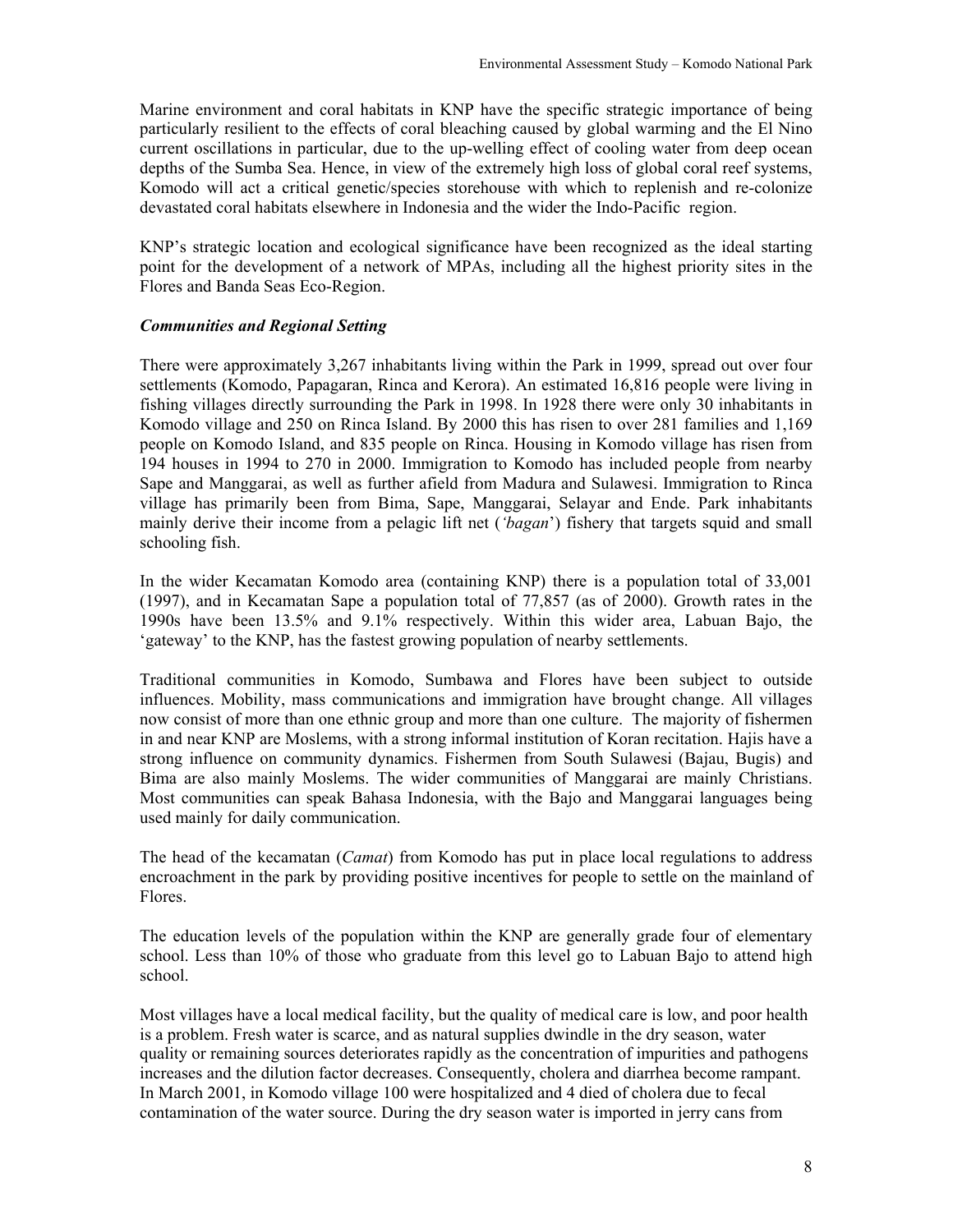Marine environment and coral habitats in KNP have the specific strategic importance of being particularly resilient to the effects of coral bleaching caused by global warming and the El Nino current oscillations in particular, due to the up-welling effect of cooling water from deep ocean depths of the Sumba Sea. Hence, in view of the extremely high loss of global coral reef systems, Komodo will act a critical genetic/species storehouse with which to replenish and re-colonize devastated coral habitats elsewhere in Indonesia and the wider the Indo-Pacific region.

KNP's strategic location and ecological significance have been recognized as the ideal starting point for the development of a network of MPAs, including all the highest priority sites in the Flores and Banda Seas Eco-Region.

***Communities and Regional Setting***

There were approximately 3,267 inhabitants living within the Park in 1999, spread out over four settlements (Komodo, Papagaran, Rinca and Kerora). An estimated 16,816 people were living in fishing villages directly surrounding the Park in 1998. In 1928 there were only 30 inhabitants in Komodo village and 250 on Rinca Island. By 2000 this has risen to over 281 families and 1,169 people on Komodo Island, and 835 people on Rinca. Housing in Komodo village has risen from 194 houses in 1994 to 270 in 2000. Immigration to Komodo has included people from nearby Sape and Manggarai, as well as further afield from Madura and Sulawesi. Immigration to Rinca village has primarily been from Bima, Sape, Manggarai, Selayar and Ende. Park inhabitants mainly derive their income from a pelagic lift net (*'bagan'*) fishery that targets squid and small schooling fish.

In the wider Kecamatan Komodo area (containing KNP) there is a population total of 33,001 (1997), and in Kecamatan Sape a population total of 77,857 (as of 2000). Growth rates in the 1990s have been 13.5% and 9.1% respectively. Within this wider area, Labuan Bajo, the 'gateway' to the KNP, has the fastest growing population of nearby settlements.

Traditional communities in Komodo, Sumbawa and Flores have been subject to outside influences. Mobility, mass communications and immigration have brought change. All villages now consist of more than one ethnic group and more than one culture. The majority of fishermen in and near KNP are Moslems, with a strong informal institution of Koran recitation. Hajis have a strong influence on community dynamics. Fishermen from South Sulawesi (Bajau, Bugis) and Bima are also mainly Moslems. The wider communities of Manggarai are mainly Christians. Most communities can speak Bahasa Indonesia, with the Bajo and Manggarai languages being used mainly for daily communication.

The head of the kecamatan (*Camat*) from Komodo has put in place local regulations to address encroachment in the park by providing positive incentives for people to settle on the mainland of Flores.

The education levels of the population within the KNP are generally grade four of elementary school. Less than 10% of those who graduate from this level go to Labuan Bajo to attend high school.

Most villages have a local medical facility, but the quality of medical care is low, and poor health is a problem. Fresh water is scarce, and as natural supplies dwindle in the dry season, water quality or remaining sources deteriorates rapidly as the concentration of impurities and pathogens increases and the dilution factor decreases. Consequently, cholera and diarrhea become rampant. In March 2001, in Komodo village 100 were hospitalized and 4 died of cholera due to fecal contamination of the water source. During the dry season water is imported in jerry cans from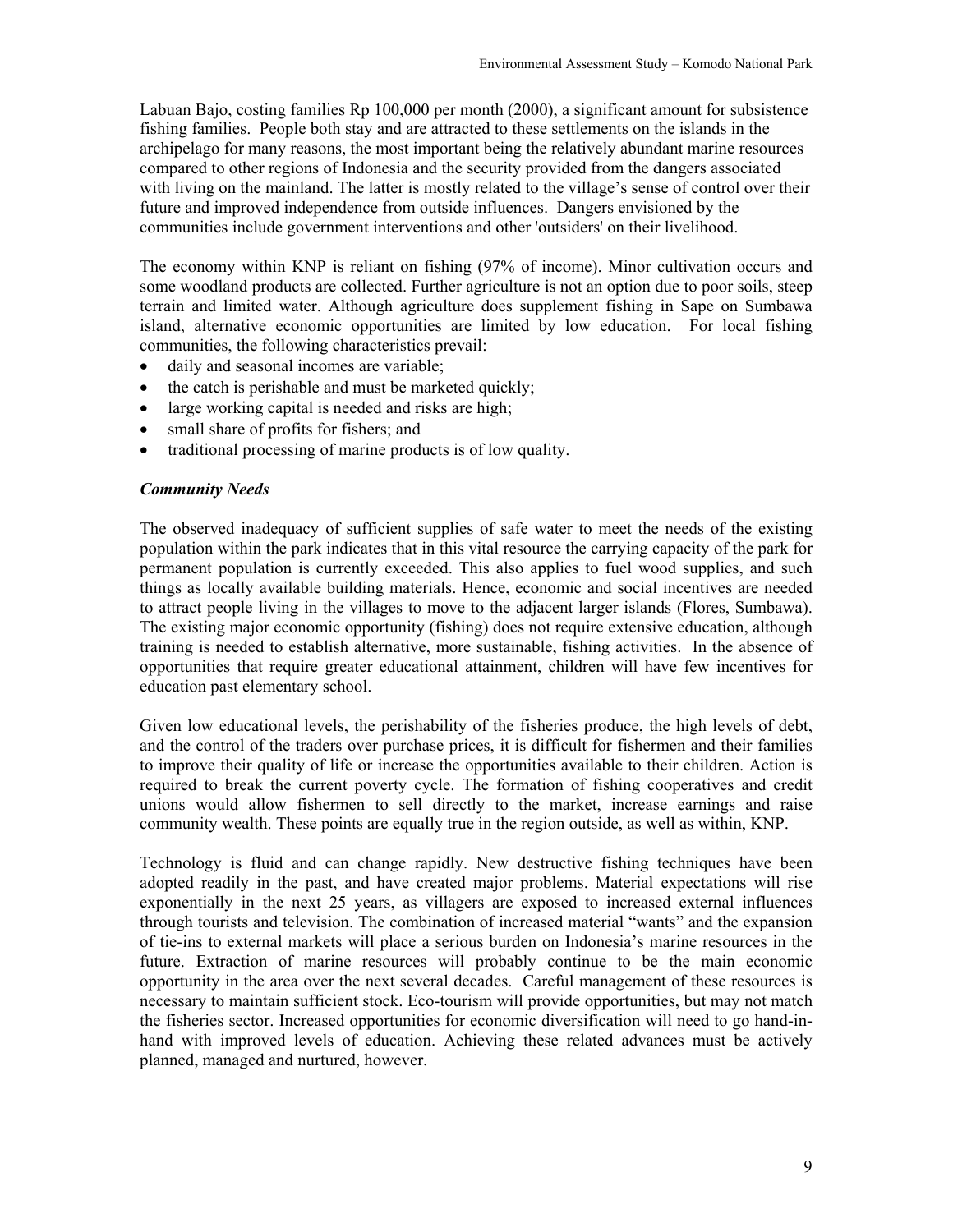Labuan Bajo, costing families Rp 100,000 per month (2000), a significant amount for subsistence fishing families. People both stay and are attracted to these settlements on the islands in the archipelago for many reasons, the most important being the relatively abundant marine resources compared to other regions of Indonesia and the security provided from the dangers associated with living on the mainland. The latter is mostly related to the village's sense of control over their future and improved independence from outside influences. Dangers envisioned by the communities include government interventions and other 'outsiders' on their livelihood.

The economy within KNP is reliant on fishing (97% of income). Minor cultivation occurs and some woodland products are collected. Further agriculture is not an option due to poor soils, steep terrain and limited water. Although agriculture does supplement fishing in Sape on Sumbawa island, alternative economic opportunities are limited by low education. For local fishing communities, the following characteristics prevail:

- daily and seasonal incomes are variable;
- the catch is perishable and must be marketed quickly;
- large working capital is needed and risks are high;
- small share of profits for fishers; and
- traditional processing of marine products is of low quality.

### *Community Needs*

The observed inadequacy of sufficient supplies of safe water to meet the needs of the existing population within the park indicates that in this vital resource the carrying capacity of the park for permanent population is currently exceeded. This also applies to fuel wood supplies, and such things as locally available building materials. Hence, economic and social incentives are needed to attract people living in the villages to move to the adjacent larger islands (Flores, Sumbawa). The existing major economic opportunity (fishing) does not require extensive education, although training is needed to establish alternative, more sustainable, fishing activities. In the absence of opportunities that require greater educational attainment, children will have few incentives for education past elementary school.

Given low educational levels, the perishability of the fisheries produce, the high levels of debt, and the control of the traders over purchase prices, it is difficult for fishermen and their families to improve their quality of life or increase the opportunities available to their children. Action is required to break the current poverty cycle. The formation of fishing cooperatives and credit unions would allow fishermen to sell directly to the market, increase earnings and raise community wealth. These points are equally true in the region outside, as well as within, KNP.

Technology is fluid and can change rapidly. New destructive fishing techniques have been adopted readily in the past, and have created major problems. Material expectations will rise exponentially in the next 25 years, as villagers are exposed to increased external influences through tourists and television. The combination of increased material "wants" and the expansion of tie-ins to external markets will place a serious burden on Indonesia's marine resources in the future. Extraction of marine resources will probably continue to be the main economic opportunity in the area over the next several decades. Careful management of these resources is necessary to maintain sufficient stock. Eco-tourism will provide opportunities, but may not match the fisheries sector. Increased opportunities for economic diversification will need to go hand-in-hand with improved levels of education. Achieving these related advances must be actively planned, managed and nurtured, however.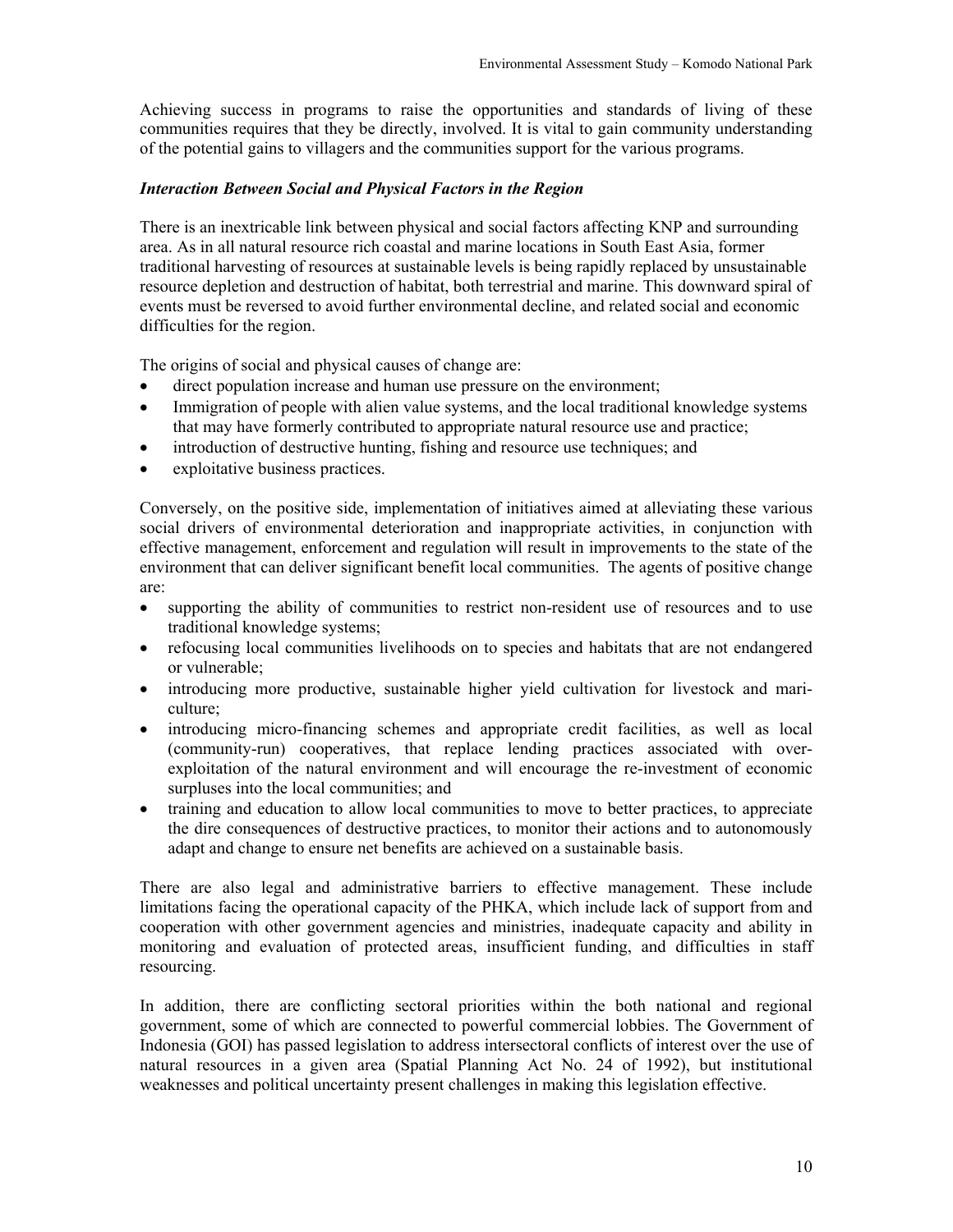Achieving success in programs to raise the opportunities and standards of living of these communities requires that they be directly, involved. It is vital to gain community understanding of the potential gains to villagers and the communities support for the various programs.

***Interaction Between Social and Physical Factors in the Region***

There is an inextricable link between physical and social factors affecting KNP and surrounding area. As in all natural resource rich coastal and marine locations in South East Asia, former traditional harvesting of resources at sustainable levels is being rapidly replaced by unsustainable resource depletion and destruction of habitat, both terrestrial and marine. This downward spiral of events must be reversed to avoid further environmental decline, and related social and economic difficulties for the region.

The origins of social and physical causes of change are:

- direct population increase and human use pressure on the environment;
- Immigration of people with alien value systems, and the local traditional knowledge systems that may have formerly contributed to appropriate natural resource use and practice;
- introduction of destructive hunting, fishing and resource use techniques; and
- exploitative business practices.

Conversely, on the positive side, implementation of initiatives aimed at alleviating these various social drivers of environmental deterioration and inappropriate activities, in conjunction with effective management, enforcement and regulation will result in improvements to the state of the environment that can deliver significant benefit local communities. The agents of positive change are:

- supporting the ability of communities to restrict non-resident use of resources and to use traditional knowledge systems;
- refocusing local communities livelihoods on to species and habitats that are not endangered or vulnerable;
- introducing more productive, sustainable higher yield cultivation for livestock and mari-culture;
- introducing micro-financing schemes and appropriate credit facilities, as well as local (community-run) cooperatives, that replace lending practices associated with over-exploitation of the natural environment and will encourage the re-investment of economic surpluses into the local communities; and
- training and education to allow local communities to move to better practices, to appreciate the dire consequences of destructive practices, to monitor their actions and to autonomously adapt and change to ensure net benefits are achieved on a sustainable basis.

There are also legal and administrative barriers to effective management. These include limitations facing the operational capacity of the PHKA, which include lack of support from and cooperation with other government agencies and ministries, inadequate capacity and ability in monitoring and evaluation of protected areas, insufficient funding, and difficulties in staff resourcing.

In addition, there are conflicting sectoral priorities within the both national and regional government, some of which are connected to powerful commercial lobbies. The Government of Indonesia (GOI) has passed legislation to address intersectoral conflicts of interest over the use of natural resources in a given area (Spatial Planning Act No. 24 of 1992), but institutional weaknesses and political uncertainty present challenges in making this legislation effective.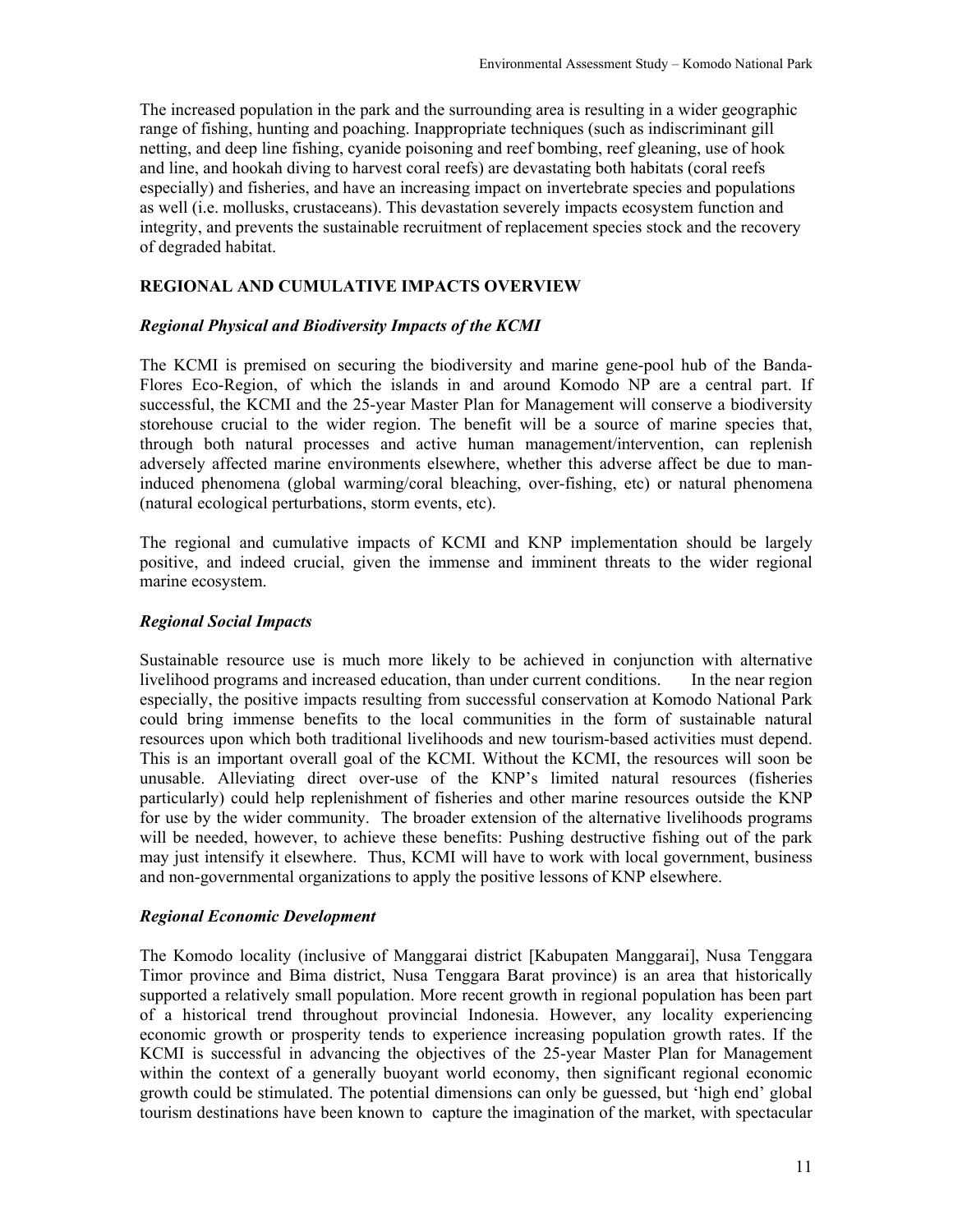The increased population in the park and the surrounding area is resulting in a wider geographic range of fishing, hunting and poaching. Inappropriate techniques (such as indiscriminant gill netting, and deep line fishing, cyanide poisoning and reef bombing, reef gleaning, use of hook and line, and hookah diving to harvest coral reefs) are devastating both habitats (coral reefs especially) and fisheries, and have an increasing impact on invertebrate species and populations as well (i.e. mollusks, crustaceans). This devastation severely impacts ecosystem function and integrity, and prevents the sustainable recruitment of replacement species stock and the recovery of degraded habitat.

## REGIONAL AND CUMULATIVE IMPACTS OVERVIEW

### *Regional Physical and Biodiversity Impacts of the KCMI*

The KCMI is premised on securing the biodiversity and marine gene-pool hub of the Banda-Flores Eco-Region, of which the islands in and around Komodo NP are a central part. If successful, the KCMI and the 25-year Master Plan for Management will conserve a biodiversity storehouse crucial to the wider region. The benefit will be a source of marine species that, through both natural processes and active human management/intervention, can replenish adversely affected marine environments elsewhere, whether this adverse affect be due to man-induced phenomena (global warming/coral bleaching, over-fishing, etc) or natural phenomena (natural ecological perturbations, storm events, etc).

The regional and cumulative impacts of KCMI and KNP implementation should be largely positive, and indeed crucial, given the immense and imminent threats to the wider regional marine ecosystem.

### *Regional Social Impacts*

Sustainable resource use is much more likely to be achieved in conjunction with alternative livelihood programs and increased education, than under current conditions. In the near region especially, the positive impacts resulting from successful conservation at Komodo National Park could bring immense benefits to the local communities in the form of sustainable natural resources upon which both traditional livelihoods and new tourism-based activities must depend. This is an important overall goal of the KCMI. Without the KCMI, the resources will soon be unusable. Alleviating direct over-use of the KNP's limited natural resources (fisheries particularly) could help replenishment of fisheries and other marine resources outside the KNP for use by the wider community. The broader extension of the alternative livelihoods programs will be needed, however, to achieve these benefits: Pushing destructive fishing out of the park may just intensify it elsewhere. Thus, KCMI will have to work with local government, business and non-governmental organizations to apply the positive lessons of KNP elsewhere.

### *Regional Economic Development*

The Komodo locality (inclusive of Manggarai district [Kabupaten Manggarai], Nusa Tenggara Timor province and Bima district, Nusa Tenggara Barat province) is an area that historically supported a relatively small population. More recent growth in regional population has been part of a historical trend throughout provincial Indonesia. However, any locality experiencing economic growth or prosperity tends to experience increasing population growth rates. If the KCMI is successful in advancing the objectives of the 25-year Master Plan for Management within the context of a generally buoyant world economy, then significant regional economic growth could be stimulated. The potential dimensions can only be guessed, but 'high end' global tourism destinations have been known to capture the imagination of the market, with spectacular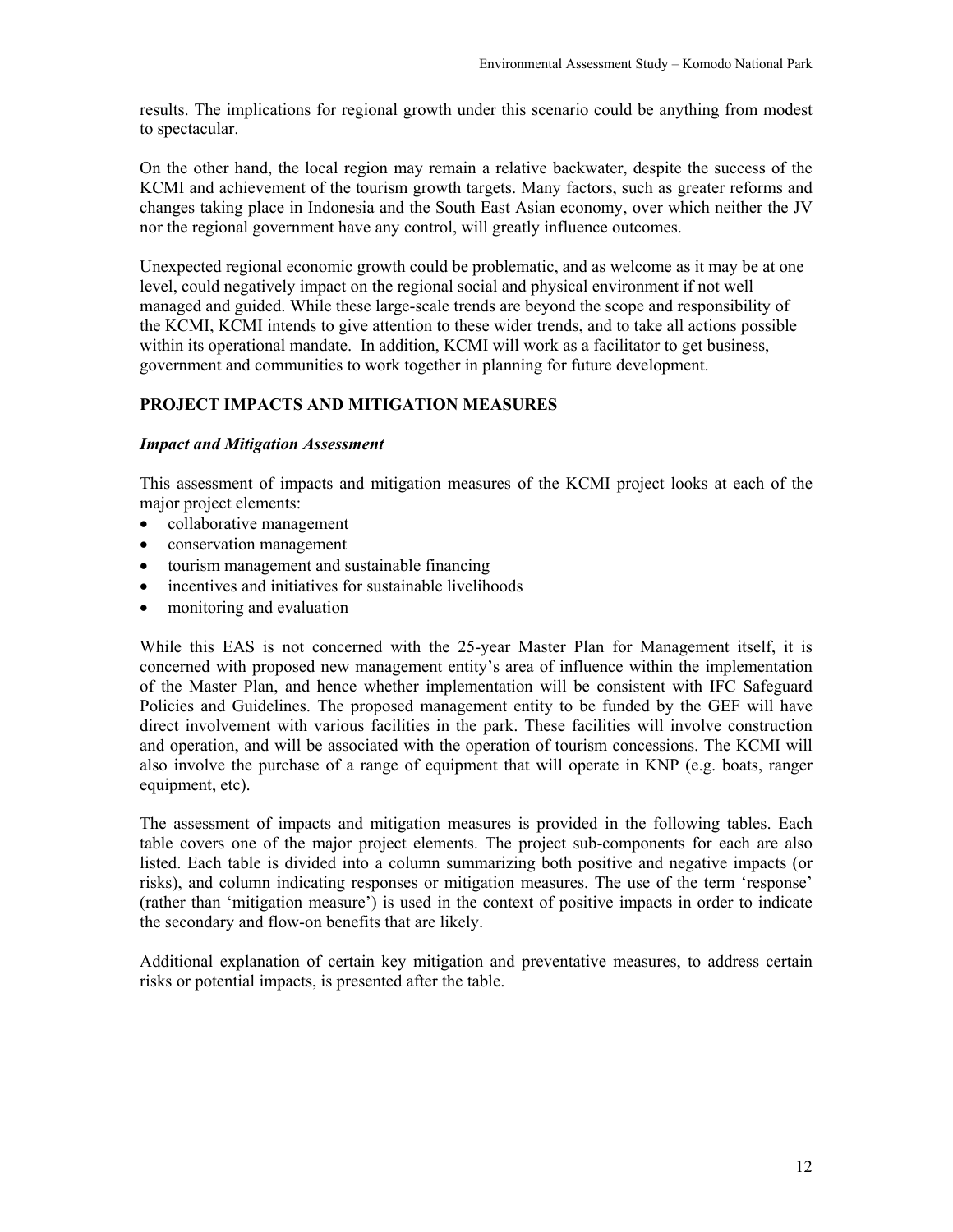results. The implications for regional growth under this scenario could be anything from modest to spectacular.

On the other hand, the local region may remain a relative backwater, despite the success of the KCMI and achievement of the tourism growth targets. Many factors, such as greater reforms and changes taking place in Indonesia and the South East Asian economy, over which neither the JV nor the regional government have any control, will greatly influence outcomes.

Unexpected regional economic growth could be problematic, and as welcome as it may be at one level, could negatively impact on the regional social and physical environment if not well managed and guided. While these large-scale trends are beyond the scope and responsibility of the KCMI, KCMI intends to give attention to these wider trends, and to take all actions possible within its operational mandate. In addition, KCMI will work as a facilitator to get business, government and communities to work together in planning for future development.

## PROJECT IMPACTS AND MITIGATION MEASURES

### *Impact and Mitigation Assessment*

This assessment of impacts and mitigation measures of the KCMI project looks at each of the major project elements:

- collaborative management
- conservation management
- tourism management and sustainable financing
- incentives and initiatives for sustainable livelihoods
- monitoring and evaluation

While this EAS is not concerned with the 25-year Master Plan for Management itself, it is concerned with proposed new management entity's area of influence within the implementation of the Master Plan, and hence whether implementation will be consistent with IFC Safeguard Policies and Guidelines. The proposed management entity to be funded by the GEF will have direct involvement with various facilities in the park. These facilities will involve construction and operation, and will be associated with the operation of tourism concessions. The KCMI will also involve the purchase of a range of equipment that will operate in KNP (e.g. boats, ranger equipment, etc).

The assessment of impacts and mitigation measures is provided in the following tables. Each table covers one of the major project elements. The project sub-components for each are also listed. Each table is divided into a column summarizing both positive and negative impacts (or risks), and column indicating responses or mitigation measures. The use of the term 'response' (rather than 'mitigation measure') is used in the context of positive impacts in order to indicate the secondary and flow-on benefits that are likely.

Additional explanation of certain key mitigation and preventative measures, to address certain risks or potential impacts, is presented after the table.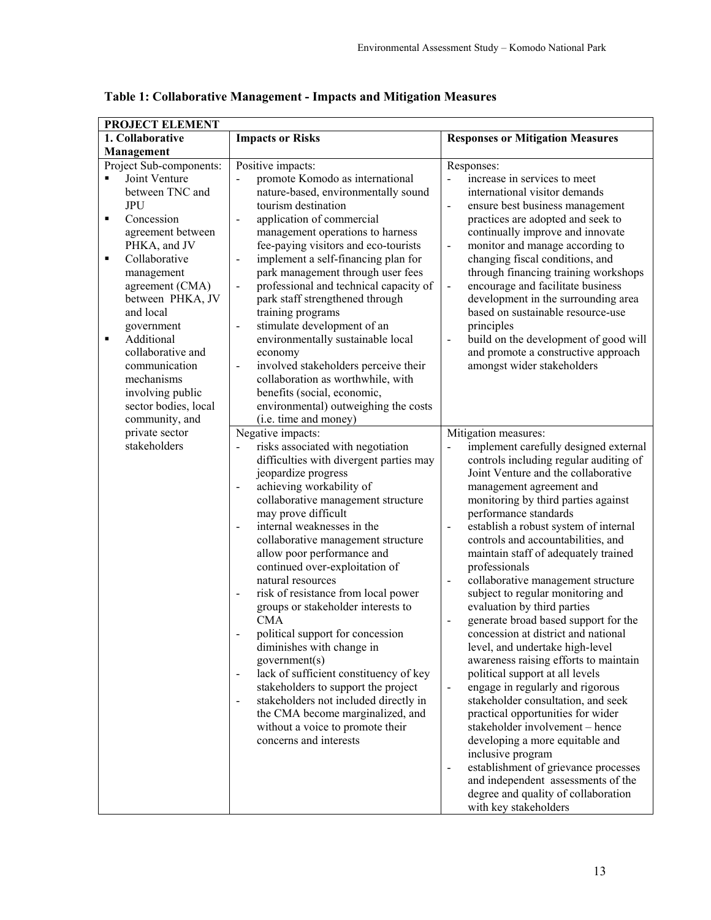**Table 1: Collaborative Management - Impacts and Mitigation Measures**

| PROJECT ELEMENT | | |
|---|---|---|
| **1. Collaborative Management** | **Impacts or Risks** | **Responses or Mitigation Measures** |
| Project Sub-components:<br>▪ Joint Venture between TNC and JPU<br>▪ Concession agreement between PHKA, and JV<br>▪ Collaborative management agreement (CMA) between PHKA, JV and local government<br>▪ Additional collaborative and communication mechanisms involving public sector bodies, local community, and private sector stakeholders | Positive impacts:<br>- promote Komodo as international nature-based, environmentally sound tourism destination<br>- application of commercial management operations to harness fee-paying visitors and eco-tourists<br>- implement a self-financing plan for park management through user fees<br>- professional and technical capacity of park staff strengthened through training programs<br>- stimulate development of an environmentally sustainable local economy<br>- involved stakeholders perceive their collaboration as worthwhile, with benefits (social, economic, environmental) outweighing the costs (i.e. time and money) | Responses:<br>- increase in services to meet international visitor demands<br>- ensure best business management practices are adopted and seek to continually improve and innovate<br>- monitor and manage according to changing fiscal conditions, and through financing training workshops<br>- encourage and facilitate business development in the surrounding area based on sustainable resource-use principles<br>- build on the development of good will and promote a constructive approach amongst wider stakeholders |
| | Negative impacts:<br>- risks associated with negotiation difficulties with divergent parties may jeopardize progress<br>- achieving workability of collaborative management structure may prove difficult<br>- internal weaknesses in the collaborative management structure allow poor performance and continued over-exploitation of natural resources<br>- risk of resistance from local power groups or stakeholder interests to CMA<br>- political support for concession diminishes with change in government(s)<br>- lack of sufficient constituency of key stakeholders to support the project<br>- stakeholders not included directly in the CMA become marginalized, and without a voice to promote their concerns and interests | Mitigation measures:<br>- implement carefully designed external controls including regular auditing of Joint Venture and the collaborative management agreement and monitoring by third parties against performance standards<br>- establish a robust system of internal controls and accountabilities, and maintain staff of adequately trained professionals<br>- collaborative management structure subject to regular monitoring and evaluation by third parties<br>- generate broad based support for the concession at district and national level, and undertake high-level awareness raising efforts to maintain political support at all levels<br>- engage in regularly and rigorous stakeholder consultation, and seek practical opportunities for wider stakeholder involvement – hence developing a more equitable and inclusive program<br>- establishment of grievance processes and independent assessments of the degree and quality of collaboration with key stakeholders |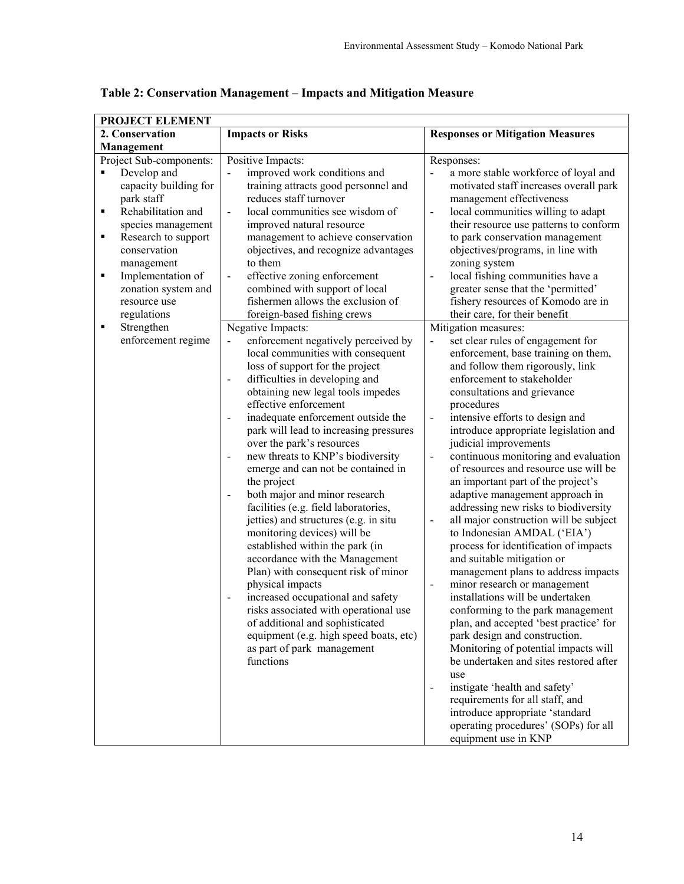**Table 2: Conservation Management – Impacts and Mitigation Measure**

| PROJECT ELEMENT | | |
|---|---|---|
| **2. Conservation Management** | **Impacts or Risks** | **Responses or Mitigation Measures** |
| Project Sub-components:<br>▪ Develop and capacity building for park staff<br>▪ Rehabilitation and species management<br>▪ Research to support conservation management<br>▪ Implementation of zonation system and resource use regulations<br>▪ Strengthen enforcement regime | Positive Impacts:<br>- improved work conditions and training attracts good personnel and reduces staff turnover<br>- local communities see wisdom of improved natural resource management to achieve conservation objectives, and recognize advantages to them<br>- effective zoning enforcement combined with support of local fishermen allows the exclusion of foreign-based fishing crews | Responses:<br>- a more stable workforce of loyal and motivated staff increases overall park management effectiveness<br>- local communities willing to adapt their resource use patterns to conform to park conservation management objectives/programs, in line with zoning system<br>- local fishing communities have a greater sense that the 'permitted' fishery resources of Komodo are in their care, for their benefit |
| | Negative Impacts:<br>- enforcement negatively perceived by local communities with consequent loss of support for the project<br>- difficulties in developing and obtaining new legal tools impedes effective enforcement<br>- inadequate enforcement outside the park will lead to increasing pressures over the park's resources<br>- new threats to KNP's biodiversity emerge and can not be contained in the project<br>- both major and minor research facilities (e.g. field laboratories, jetties) and structures (e.g. in situ monitoring devices) will be established within the park (in accordance with the Management Plan) with consequent risk of minor physical impacts<br>- increased occupational and safety risks associated with operational use of additional and sophisticated equipment (e.g. high speed boats, etc) as part of park management functions | Mitigation measures:<br>- set clear rules of engagement for enforcement, base training on them, and follow them rigorously, link enforcement to stakeholder consultations and grievance procedures<br>- intensive efforts to design and introduce appropriate legislation and judicial improvements<br>- continuous monitoring and evaluation of resources and resource use will be an important part of the project's adaptive management approach in addressing new risks to biodiversity<br>- all major construction will be subject to Indonesian AMDAL ('EIA') process for identification of impacts and suitable mitigation or management plans to address impacts<br>- minor research or management installations will be undertaken conforming to the park management plan, and accepted 'best practice' for park design and construction. Monitoring of potential impacts will be undertaken and sites restored after use<br>- instigate 'health and safety' requirements for all staff, and introduce appropriate 'standard operating procedures' (SOPs) for all equipment use in KNP |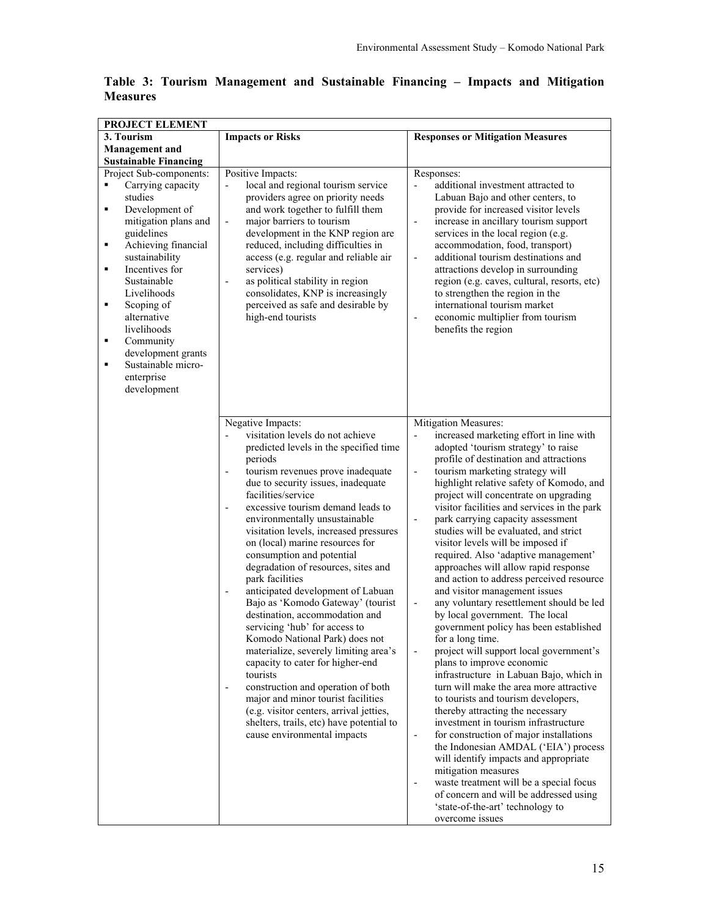**Table 3: Tourism Management and Sustainable Financing – Impacts and Mitigation Measures**

| PROJECT ELEMENT | | |
|---|---|---|
| **3. Tourism Management and Sustainable Financing** | **Impacts or Risks** | **Responses or Mitigation Measures** |
| Project Sub-components:<br>▪ Carrying capacity studies<br>▪ Development of mitigation plans and guidelines<br>▪ Achieving financial sustainability<br>▪ Incentives for Sustainable Livelihoods<br>▪ Scoping of alternative livelihoods<br>▪ Community development grants<br>▪ Sustainable micro-enterprise development | Positive Impacts:<br>- local and regional tourism service providers agree on priority needs and work together to fulfill them<br>- major barriers to tourism development in the KNP region are reduced, including difficulties in access (e.g. regular and reliable air services)<br>- as political stability in region consolidates, KNP is increasingly perceived as safe and desirable by high-end tourists | Responses:<br>- additional investment attracted to Labuan Bajo and other centers, to provide for increased visitor levels<br>- increase in ancillary tourism support services in the local region (e.g. accommodation, food, transport)<br>- additional tourism destinations and attractions develop in surrounding region (e.g. caves, cultural, resorts, etc) to strengthen the region in the international tourism market<br>- economic multiplier from tourism benefits the region |
| | Negative Impacts:<br>- visitation levels do not achieve predicted levels in the specified time periods<br>- tourism revenues prove inadequate due to security issues, inadequate facilities/service<br>- excessive tourism demand leads to environmentally unsustainable visitation levels, increased pressures on (local) marine resources for consumption and potential degradation of resources, sites and park facilities<br>- anticipated development of Labuan Bajo as 'Komodo Gateway' (tourist destination, accommodation and servicing 'hub' for access to Komodo National Park) does not materialize, severely limiting area's capacity to cater for higher-end tourists<br>- construction and operation of both major and minor tourist facilities (e.g. visitor centers, arrival jetties, shelters, trails, etc) have potential to cause environmental impacts | Mitigation Measures:<br>- increased marketing effort in line with adopted 'tourism strategy' to raise profile of destination and attractions<br>- tourism marketing strategy will highlight relative safety of Komodo, and project will concentrate on upgrading visitor facilities and services in the park<br>- park carrying capacity assessment studies will be evaluated, and strict visitor levels will be imposed if required. Also 'adaptive management' approaches will allow rapid response and action to address perceived resource and visitor management issues<br>- any voluntary resettlement should be led by local government. The local government policy has been established for a long time.<br>- project will support local government's plans to improve economic infrastructure in Labuan Bajo, which in turn will make the area more attractive to tourists and tourism developers, thereby attracting the necessary investment in tourism infrastructure<br>- for construction of major installations the Indonesian AMDAL ('EIA') process will identify impacts and appropriate mitigation measures<br>- waste treatment will be a special focus of concern and will be addressed using 'state-of-the-art' technology to overcome issues |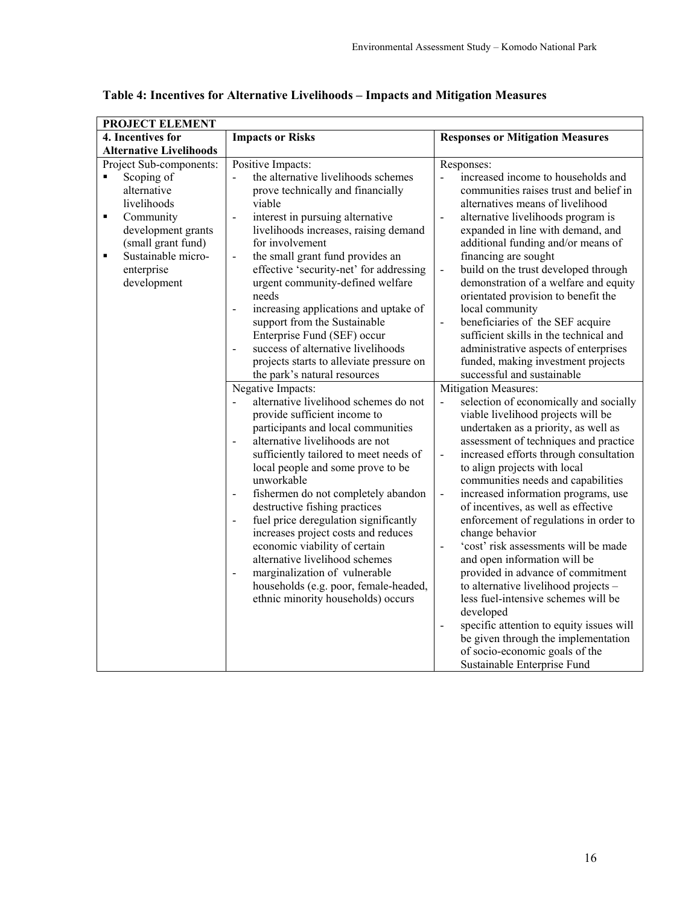**Table 4: Incentives for Alternative Livelihoods – Impacts and Mitigation Measures**

| PROJECT ELEMENT | | |
|---|---|---|
| **4. Incentives for Alternative Livelihoods** | **Impacts or Risks** | **Responses or Mitigation Measures** |
| Project Sub-components:<br>▪ Scoping of alternative livelihoods<br>▪ Community development grants (small grant fund)<br>▪ Sustainable micro-enterprise development | Positive Impacts:<br>- the alternative livelihoods schemes prove technically and financially viable<br>- interest in pursuing alternative livelihoods increases, raising demand for involvement<br>- the small grant fund provides an effective 'security-net' for addressing urgent community-defined welfare needs<br>- increasing applications and uptake of support from the Sustainable Enterprise Fund (SEF) occur<br>- success of alternative livelihoods projects starts to alleviate pressure on the park's natural resources | Responses:<br>- increased income to households and communities raises trust and belief in alternatives means of livelihood<br>- alternative livelihoods program is expanded in line with demand, and additional funding and/or means of financing are sought<br>- build on the trust developed through demonstration of a welfare and equity orientated provision to benefit the local community<br>- beneficiaries of the SEF acquire sufficient skills in the technical and administrative aspects of enterprises funded, making investment projects successful and sustainable |
| | Negative Impacts:<br>- alternative livelihood schemes do not provide sufficient income to participants and local communities<br>- alternative livelihoods are not sufficiently tailored to meet needs of local people and some prove to be unworkable<br>- fishermen do not completely abandon destructive fishing practices<br>- fuel price deregulation significantly increases project costs and reduces economic viability of certain alternative livelihood schemes<br>- marginalization of vulnerable households (e.g. poor, female-headed, ethnic minority households) occurs | Mitigation Measures:<br>- selection of economically and socially viable livelihood projects will be undertaken as a priority, as well as assessment of techniques and practice<br>- increased efforts through consultation to align projects with local communities needs and capabilities<br>- increased information programs, use of incentives, as well as effective enforcement of regulations in order to change behavior<br>- 'cost' risk assessments will be made and open information will be provided in advance of commitment to alternative livelihood projects – less fuel-intensive schemes will be developed<br>- specific attention to equity issues will be given through the implementation of socio-economic goals of the Sustainable Enterprise Fund |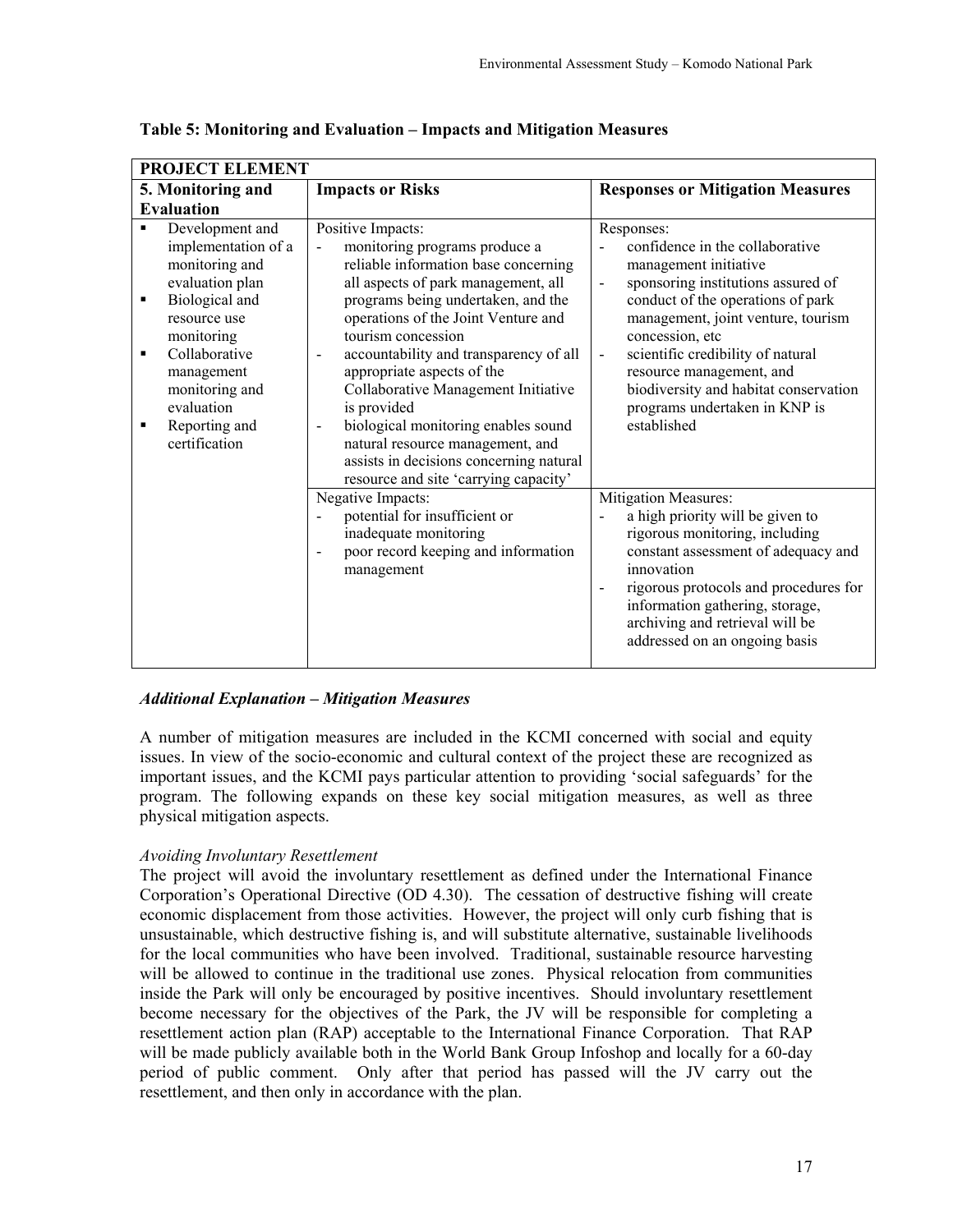**Table 5: Monitoring and Evaluation – Impacts and Mitigation Measures**

| **PROJECT ELEMENT** | | |
|---|---|---|
| **5. Monitoring and Evaluation** | **Impacts or Risks** | **Responses or Mitigation Measures** |
| ▪ Development and implementation of a monitoring and evaluation plan<br>▪ Biological and resource use monitoring<br>▪ Collaborative management monitoring and evaluation<br>▪ Reporting and certification | Positive Impacts:<br>- monitoring programs produce a reliable information base concerning all aspects of park management, all programs being undertaken, and the operations of the Joint Venture and tourism concession<br>- accountability and transparency of all appropriate aspects of the Collaborative Management Initiative is provided<br>- biological monitoring enables sound natural resource management, and assists in decisions concerning natural resource and site 'carrying capacity' | Responses:<br>- confidence in the collaborative management initiative<br>- sponsoring institutions assured of conduct of the operations of park management, joint venture, tourism concession, etc<br>- scientific credibility of natural resource management, and biodiversity and habitat conservation programs undertaken in KNP is established |
| | Negative Impacts:<br>- potential for insufficient or inadequate monitoring<br>- poor record keeping and information management | Mitigation Measures:<br>- a high priority will be given to rigorous monitoring, including constant assessment of adequacy and innovation<br>- rigorous protocols and procedures for information gathering, storage, archiving and retrieval will be addressed on an ongoing basis |

***Additional Explanation – Mitigation Measures***

A number of mitigation measures are included in the KCMI concerned with social and equity issues. In view of the socio-economic and cultural context of the project these are recognized as important issues, and the KCMI pays particular attention to providing 'social safeguards' for the program. The following expands on these key social mitigation measures, as well as three physical mitigation aspects.

*Avoiding Involuntary Resettlement*

The project will avoid the involuntary resettlement as defined under the International Finance Corporation's Operational Directive (OD 4.30). The cessation of destructive fishing will create economic displacement from those activities. However, the project will only curb fishing that is unsustainable, which destructive fishing is, and will substitute alternative, sustainable livelihoods for the local communities who have been involved. Traditional, sustainable resource harvesting will be allowed to continue in the traditional use zones. Physical relocation from communities inside the Park will only be encouraged by positive incentives. Should involuntary resettlement become necessary for the objectives of the Park, the JV will be responsible for completing a resettlement action plan (RAP) acceptable to the International Finance Corporation. That RAP will be made publicly available both in the World Bank Group Infoshop and locally for a 60-day period of public comment. Only after that period has passed will the JV carry out the resettlement, and then only in accordance with the plan.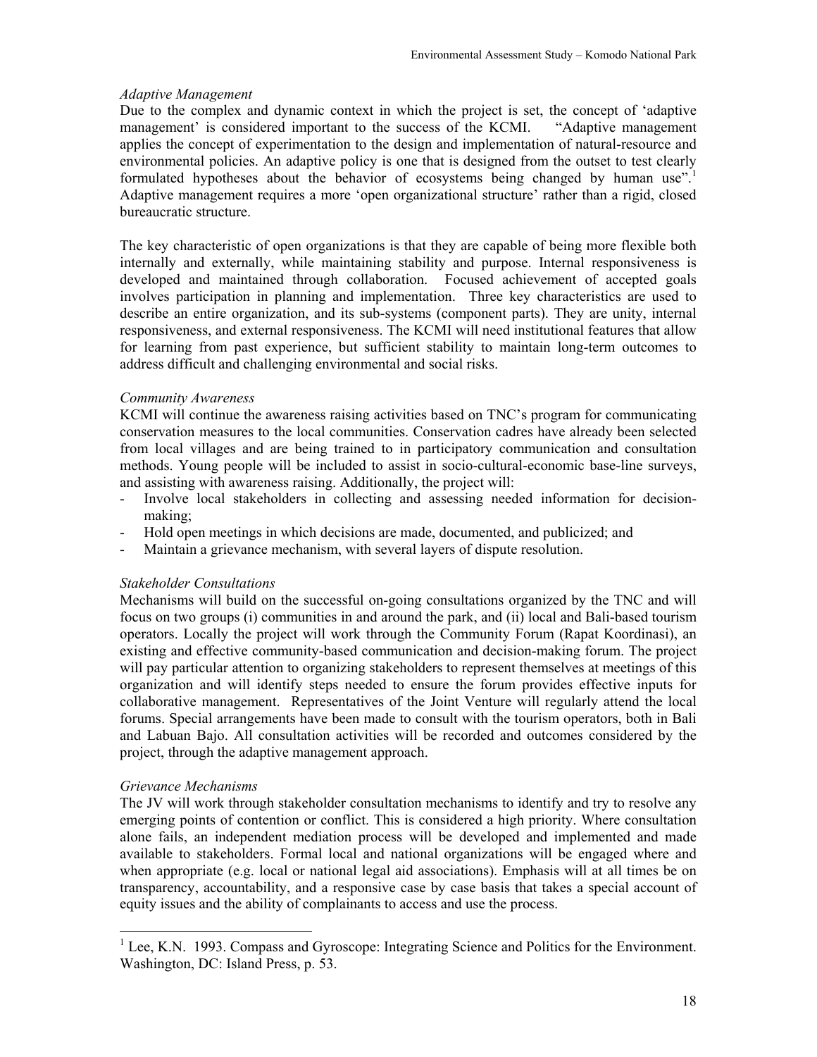*Adaptive Management*

Due to the complex and dynamic context in which the project is set, the concept of 'adaptive management' is considered important to the success of the KCMI. "Adaptive management applies the concept of experimentation to the design and implementation of natural-resource and environmental policies. An adaptive policy is one that is designed from the outset to test clearly formulated hypotheses about the behavior of ecosystems being changed by human use".[1] Adaptive management requires a more 'open organizational structure' rather than a rigid, closed bureaucratic structure.

The key characteristic of open organizations is that they are capable of being more flexible both internally and externally, while maintaining stability and purpose. Internal responsiveness is developed and maintained through collaboration. Focused achievement of accepted goals involves participation in planning and implementation. Three key characteristics are used to describe an entire organization, and its sub-systems (component parts). They are unity, internal responsiveness, and external responsiveness. The KCMI will need institutional features that allow for learning from past experience, but sufficient stability to maintain long-term outcomes to address difficult and challenging environmental and social risks.

*Community Awareness*

KCMI will continue the awareness raising activities based on TNC's program for communicating conservation measures to the local communities. Conservation cadres have already been selected from local villages and are being trained to in participatory communication and consultation methods. Young people will be included to assist in socio-cultural-economic base-line surveys, and assisting with awareness raising. Additionally, the project will:

- Involve local stakeholders in collecting and assessing needed information for decision-making;
- Hold open meetings in which decisions are made, documented, and publicized; and
- Maintain a grievance mechanism, with several layers of dispute resolution.

*Stakeholder Consultations*

Mechanisms will build on the successful on-going consultations organized by the TNC and will focus on two groups (i) communities in and around the park, and (ii) local and Bali-based tourism operators. Locally the project will work through the Community Forum (Rapat Koordinasi), an existing and effective community-based communication and decision-making forum. The project will pay particular attention to organizing stakeholders to represent themselves at meetings of this organization and will identify steps needed to ensure the forum provides effective inputs for collaborative management. Representatives of the Joint Venture will regularly attend the local forums. Special arrangements have been made to consult with the tourism operators, both in Bali and Labuan Bajo. All consultation activities will be recorded and outcomes considered by the project, through the adaptive management approach.

*Grievance Mechanisms*

The JV will work through stakeholder consultation mechanisms to identify and try to resolve any emerging points of contention or conflict. This is considered a high priority. Where consultation alone fails, an independent mediation process will be developed and implemented and made available to stakeholders. Formal local and national organizations will be engaged where and when appropriate (e.g. local or national legal aid associations). Emphasis will at all times be on transparency, accountability, and a responsive case by case basis that takes a special account of equity issues and the ability of complainants to access and use the process.

---

[1] Lee, K.N. 1993. Compass and Gyroscope: Integrating Science and Politics for the Environment. Washington, DC: Island Press, p. 53.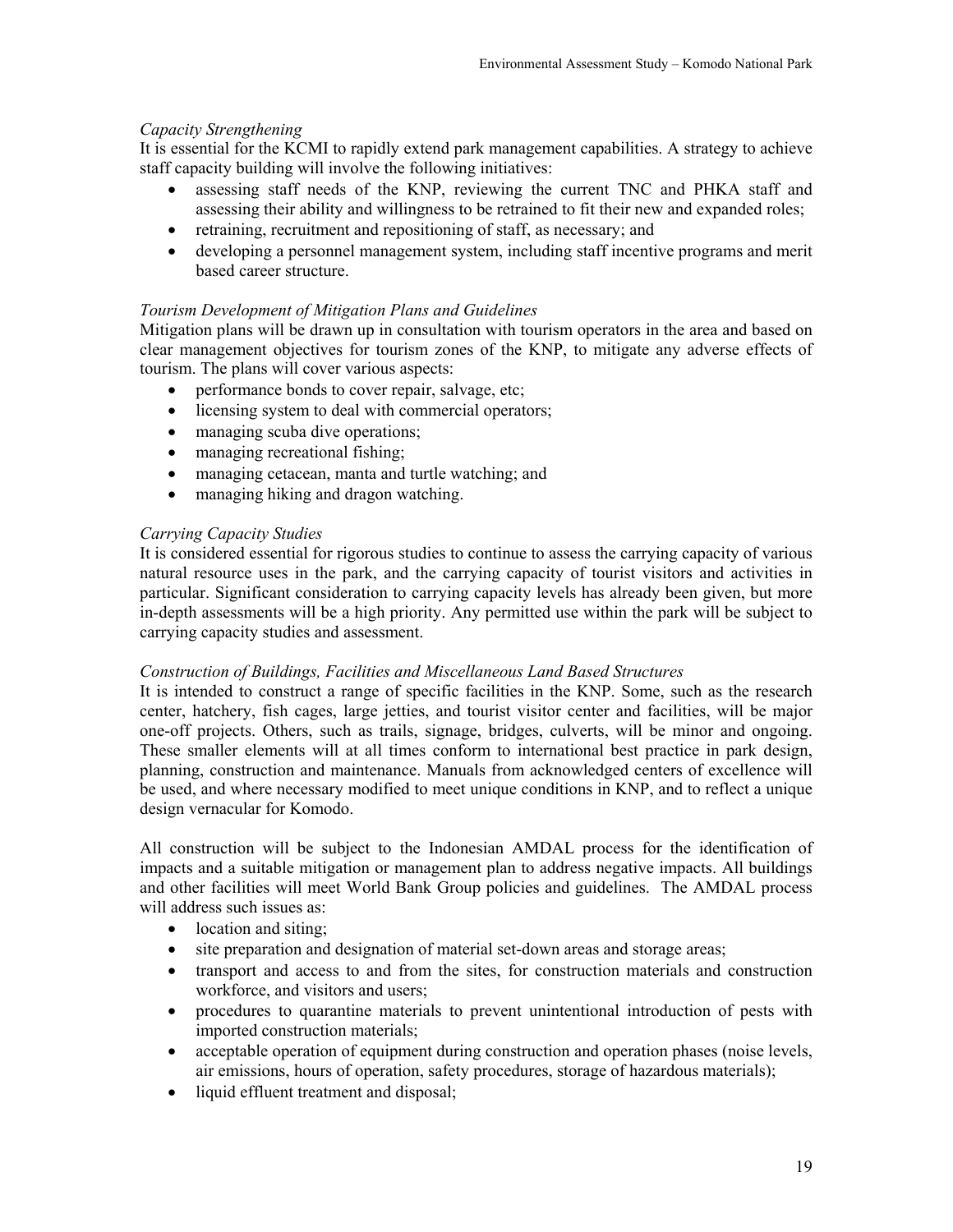*Capacity Strengthening*

It is essential for the KCMI to rapidly extend park management capabilities. A strategy to achieve staff capacity building will involve the following initiatives:

- assessing staff needs of the KNP, reviewing the current TNC and PHKA staff and assessing their ability and willingness to be retrained to fit their new and expanded roles;
- retraining, recruitment and repositioning of staff, as necessary; and
- developing a personnel management system, including staff incentive programs and merit based career structure.

*Tourism Development of Mitigation Plans and Guidelines*

Mitigation plans will be drawn up in consultation with tourism operators in the area and based on clear management objectives for tourism zones of the KNP, to mitigate any adverse effects of tourism. The plans will cover various aspects:

- performance bonds to cover repair, salvage, etc;
- licensing system to deal with commercial operators;
- managing scuba dive operations;
- managing recreational fishing;
- managing cetacean, manta and turtle watching; and
- managing hiking and dragon watching.

*Carrying Capacity Studies*

It is considered essential for rigorous studies to continue to assess the carrying capacity of various natural resource uses in the park, and the carrying capacity of tourist visitors and activities in particular. Significant consideration to carrying capacity levels has already been given, but more in-depth assessments will be a high priority. Any permitted use within the park will be subject to carrying capacity studies and assessment.

*Construction of Buildings, Facilities and Miscellaneous Land Based Structures*

It is intended to construct a range of specific facilities in the KNP. Some, such as the research center, hatchery, fish cages, large jetties, and tourist visitor center and facilities, will be major one-off projects. Others, such as trails, signage, bridges, culverts, will be minor and ongoing. These smaller elements will at all times conform to international best practice in park design, planning, construction and maintenance. Manuals from acknowledged centers of excellence will be used, and where necessary modified to meet unique conditions in KNP, and to reflect a unique design vernacular for Komodo.

All construction will be subject to the Indonesian AMDAL process for the identification of impacts and a suitable mitigation or management plan to address negative impacts. All buildings and other facilities will meet World Bank Group policies and guidelines. The AMDAL process will address such issues as:

- location and siting;
- site preparation and designation of material set-down areas and storage areas;
- transport and access to and from the sites, for construction materials and construction workforce, and visitors and users;
- procedures to quarantine materials to prevent unintentional introduction of pests with imported construction materials;
- acceptable operation of equipment during construction and operation phases (noise levels, air emissions, hours of operation, safety procedures, storage of hazardous materials);
- liquid effluent treatment and disposal;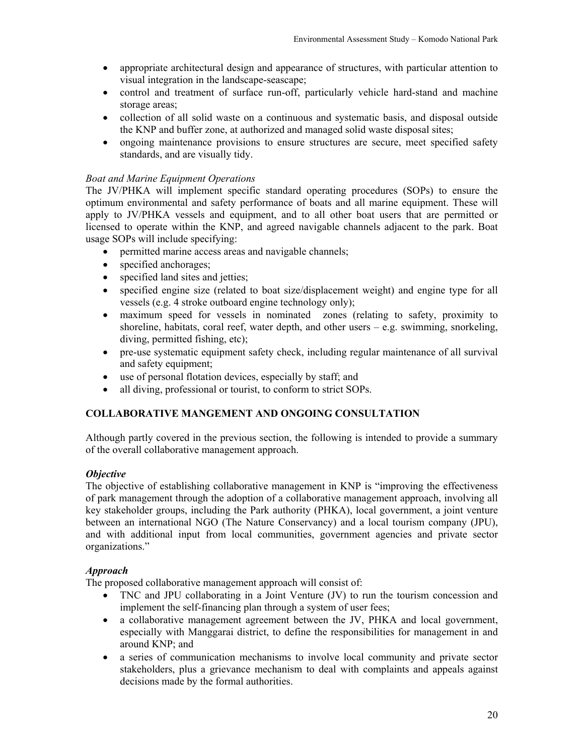- appropriate architectural design and appearance of structures, with particular attention to visual integration in the landscape-seascape;
- control and treatment of surface run-off, particularly vehicle hard-stand and machine storage areas;
- collection of all solid waste on a continuous and systematic basis, and disposal outside the KNP and buffer zone, at authorized and managed solid waste disposal sites;
- ongoing maintenance provisions to ensure structures are secure, meet specified safety standards, and are visually tidy.

*Boat and Marine Equipment Operations*

The JV/PHKA will implement specific standard operating procedures (SOPs) to ensure the optimum environmental and safety performance of boats and all marine equipment. These will apply to JV/PHKA vessels and equipment, and to all other boat users that are permitted or licensed to operate within the KNP, and agreed navigable channels adjacent to the park. Boat usage SOPs will include specifying:

- permitted marine access areas and navigable channels;
- specified anchorages;
- specified land sites and jetties;
- specified engine size (related to boat size/displacement weight) and engine type for all vessels (e.g. 4 stroke outboard engine technology only);
- maximum speed for vessels in nominated zones (relating to safety, proximity to shoreline, habitats, coral reef, water depth, and other users – e.g. swimming, snorkeling, diving, permitted fishing, etc);
- pre-use systematic equipment safety check, including regular maintenance of all survival and safety equipment;
- use of personal flotation devices, especially by staff; and
- all diving, professional or tourist, to conform to strict SOPs.

## COLLABORATIVE MANGEMENT AND ONGOING CONSULTATION

Although partly covered in the previous section, the following is intended to provide a summary of the overall collaborative management approach.

***Objective***

The objective of establishing collaborative management in KNP is "improving the effectiveness of park management through the adoption of a collaborative management approach, involving all key stakeholder groups, including the Park authority (PHKA), local government, a joint venture between an international NGO (The Nature Conservancy) and a local tourism company (JPU), and with additional input from local communities, government agencies and private sector organizations."

***Approach***

The proposed collaborative management approach will consist of:

- TNC and JPU collaborating in a Joint Venture (JV) to run the tourism concession and implement the self-financing plan through a system of user fees;
- a collaborative management agreement between the JV, PHKA and local government, especially with Manggarai district, to define the responsibilities for management in and around KNP; and
- a series of communication mechanisms to involve local community and private sector stakeholders, plus a grievance mechanism to deal with complaints and appeals against decisions made by the formal authorities.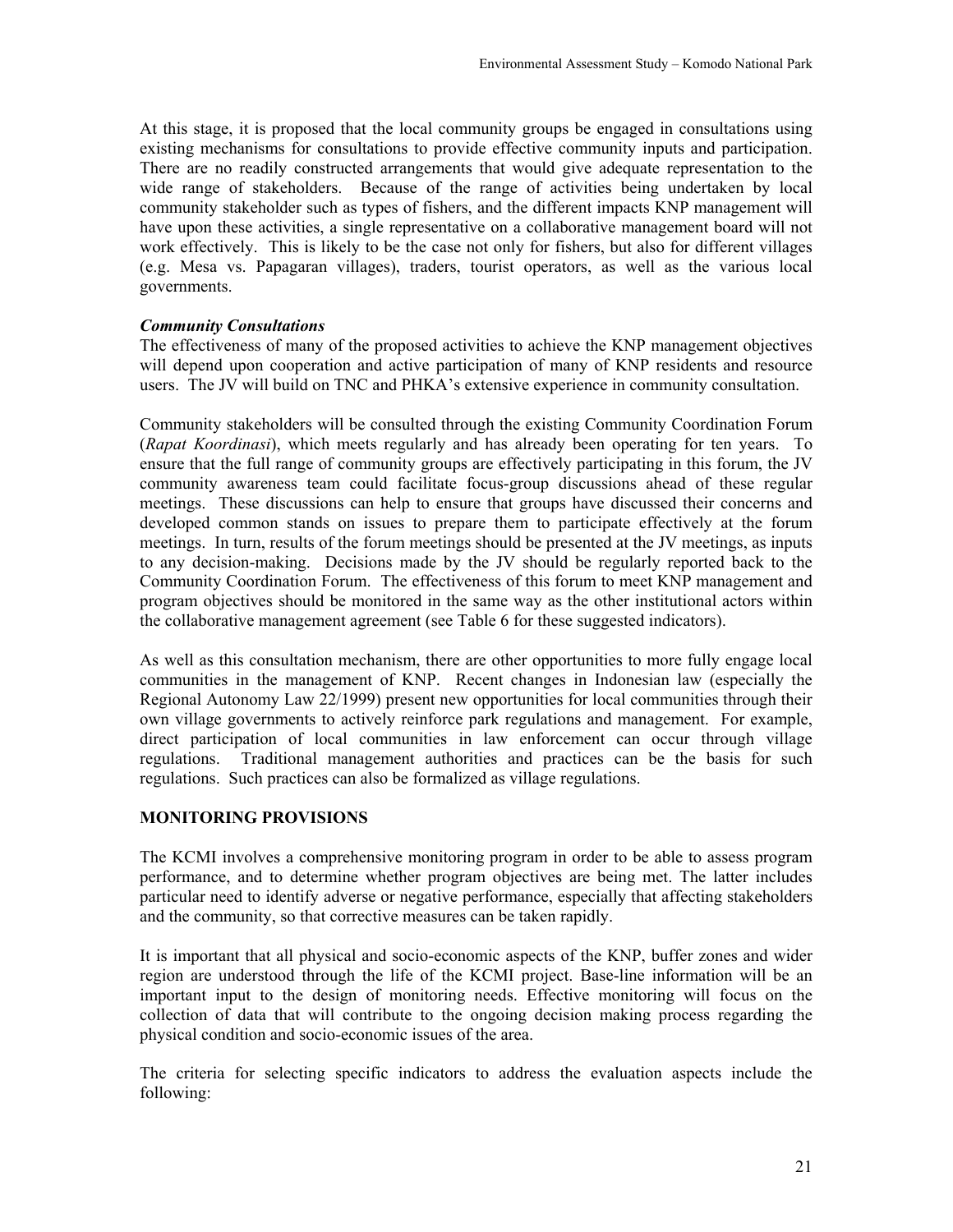At this stage, it is proposed that the local community groups be engaged in consultations using existing mechanisms for consultations to provide effective community inputs and participation. There are no readily constructed arrangements that would give adequate representation to the wide range of stakeholders. Because of the range of activities being undertaken by local community stakeholder such as types of fishers, and the different impacts KNP management will have upon these activities, a single representative on a collaborative management board will not work effectively. This is likely to be the case not only for fishers, but also for different villages (e.g. Mesa vs. Papagaran villages), traders, tourist operators, as well as the various local governments.

***Community Consultations***

The effectiveness of many of the proposed activities to achieve the KNP management objectives will depend upon cooperation and active participation of many of KNP residents and resource users. The JV will build on TNC and PHKA's extensive experience in community consultation.

Community stakeholders will be consulted through the existing Community Coordination Forum (*Rapat Koordinasi*), which meets regularly and has already been operating for ten years. To ensure that the full range of community groups are effectively participating in this forum, the JV community awareness team could facilitate focus-group discussions ahead of these regular meetings. These discussions can help to ensure that groups have discussed their concerns and developed common stands on issues to prepare them to participate effectively at the forum meetings. In turn, results of the forum meetings should be presented at the JV meetings, as inputs to any decision-making. Decisions made by the JV should be regularly reported back to the Community Coordination Forum. The effectiveness of this forum to meet KNP management and program objectives should be monitored in the same way as the other institutional actors within the collaborative management agreement (see Table 6 for these suggested indicators).

As well as this consultation mechanism, there are other opportunities to more fully engage local communities in the management of KNP. Recent changes in Indonesian law (especially the Regional Autonomy Law 22/1999) present new opportunities for local communities through their own village governments to actively reinforce park regulations and management. For example, direct participation of local communities in law enforcement can occur through village regulations. Traditional management authorities and practices can be the basis for such regulations. Such practices can also be formalized as village regulations.

## MONITORING PROVISIONS

The KCMI involves a comprehensive monitoring program in order to be able to assess program performance, and to determine whether program objectives are being met. The latter includes particular need to identify adverse or negative performance, especially that affecting stakeholders and the community, so that corrective measures can be taken rapidly.

It is important that all physical and socio-economic aspects of the KNP, buffer zones and wider region are understood through the life of the KCMI project. Base-line information will be an important input to the design of monitoring needs. Effective monitoring will focus on the collection of data that will contribute to the ongoing decision making process regarding the physical condition and socio-economic issues of the area.

The criteria for selecting specific indicators to address the evaluation aspects include the following: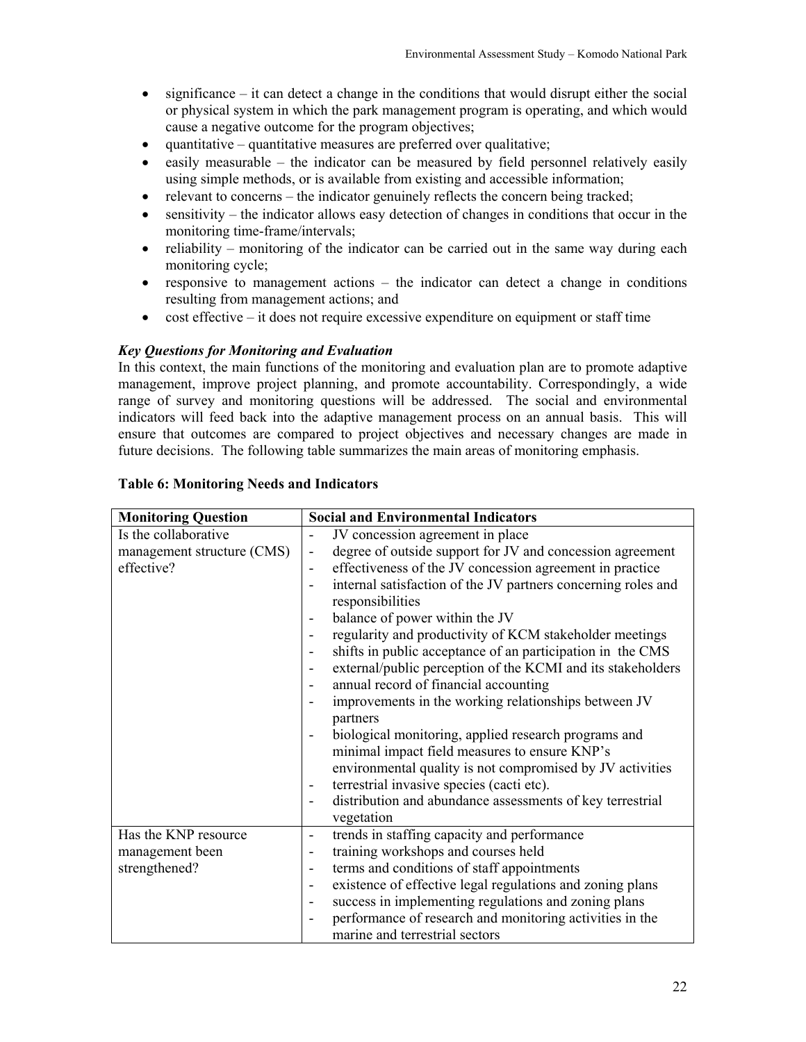- significance – it can detect a change in the conditions that would disrupt either the social or physical system in which the park management program is operating, and which would cause a negative outcome for the program objectives;
- quantitative – quantitative measures are preferred over qualitative;
- easily measurable – the indicator can be measured by field personnel relatively easily using simple methods, or is available from existing and accessible information;
- relevant to concerns – the indicator genuinely reflects the concern being tracked;
- sensitivity – the indicator allows easy detection of changes in conditions that occur in the monitoring time-frame/intervals;
- reliability – monitoring of the indicator can be carried out in the same way during each monitoring cycle;
- responsive to management actions – the indicator can detect a change in conditions resulting from management actions; and
- cost effective – it does not require excessive expenditure on equipment or staff time

***Key Questions for Monitoring and Evaluation***

In this context, the main functions of the monitoring and evaluation plan are to promote adaptive management, improve project planning, and promote accountability. Correspondingly, a wide range of survey and monitoring questions will be addressed. The social and environmental indicators will feed back into the adaptive management process on an annual basis. This will ensure that outcomes are compared to project objectives and necessary changes are made in future decisions. The following table summarizes the main areas of monitoring emphasis.

**Table 6: Monitoring Needs and Indicators**

| Monitoring Question | Social and Environmental Indicators |
|---|---|
| Is the collaborative management structure (CMS) effective? | - JV concession agreement in place<br>- degree of outside support for JV and concession agreement<br>- effectiveness of the JV concession agreement in practice<br>- internal satisfaction of the JV partners concerning roles and responsibilities<br>- balance of power within the JV<br>- regularity and productivity of KCM stakeholder meetings<br>- shifts in public acceptance of an participation in the CMS<br>- external/public perception of the KCMI and its stakeholders<br>- annual record of financial accounting<br>- improvements in the working relationships between JV partners<br>- biological monitoring, applied research programs and minimal impact field measures to ensure KNP's environmental quality is not compromised by JV activities<br>- terrestrial invasive species (cacti etc).<br>- distribution and abundance assessments of key terrestrial vegetation |
| Has the KNP resource management been strengthened? | - trends in staffing capacity and performance<br>- training workshops and courses held<br>- terms and conditions of staff appointments<br>- existence of effective legal regulations and zoning plans<br>- success in implementing regulations and zoning plans<br>- performance of research and monitoring activities in the marine and terrestrial sectors |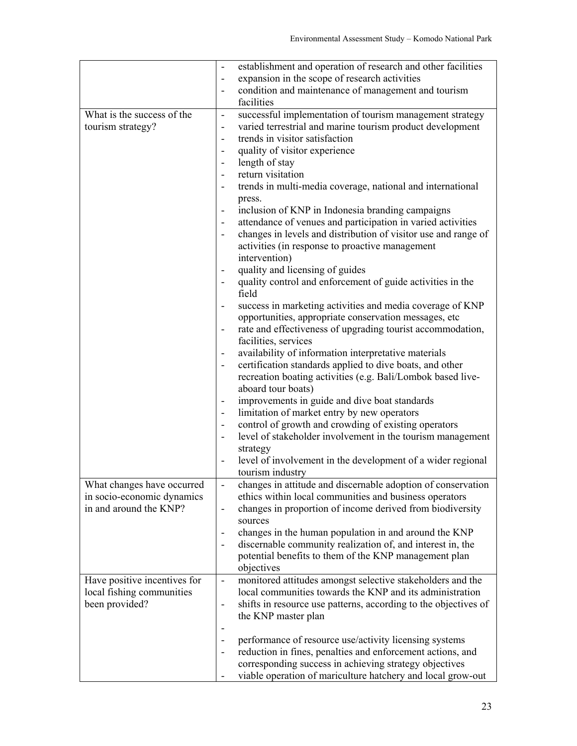| | |
|---|---|
| | - establishment and operation of research and other facilities<br>- expansion in the scope of research activities<br>- condition and maintenance of management and tourism facilities |
| What is the success of the tourism strategy? | - successful implementation of tourism management strategy<br>- varied terrestrial and marine tourism product development<br>- trends in visitor satisfaction<br>- quality of visitor experience<br>- length of stay<br>- return visitation<br>- trends in multi-media coverage, national and international press.<br>- inclusion of KNP in Indonesia branding campaigns<br>- attendance of venues and participation in varied activities<br>- changes in levels and distribution of visitor use and range of activities (in response to proactive management intervention)<br>- quality and licensing of guides<br>- quality control and enforcement of guide activities in the field<br>- success in marketing activities and media coverage of KNP opportunities, appropriate conservation messages, etc<br>- rate and effectiveness of upgrading tourist accommodation, facilities, services<br>- availability of information interpretative materials<br>- certification standards applied to dive boats, and other recreation boating activities (e.g. Bali/Lombok based live-aboard tour boats)<br>- improvements in guide and dive boat standards<br>- limitation of market entry by new operators<br>- control of growth and crowding of existing operators<br>- level of stakeholder involvement in the tourism management strategy<br>- level of involvement in the development of a wider regional tourism industry |
| What changes have occurred in socio-economic dynamics in and around the KNP? | - changes in attitude and discernable adoption of conservation ethics within local communities and business operators<br>- changes in proportion of income derived from biodiversity sources<br>- changes in the human population in and around the KNP<br>- discernable community realization of, and interest in, the potential benefits to them of the KNP management plan objectives |
| Have positive incentives for local fishing communities been provided? | - monitored attitudes amongst selective stakeholders and the local communities towards the KNP and its administration<br>- shifts in resource use patterns, according to the objectives of the KNP master plan<br>-<br>- performance of resource use/activity licensing systems<br>- reduction in fines, penalties and enforcement actions, and corresponding success in achieving strategy objectives<br>- viable operation of mariculture hatchery and local grow-out |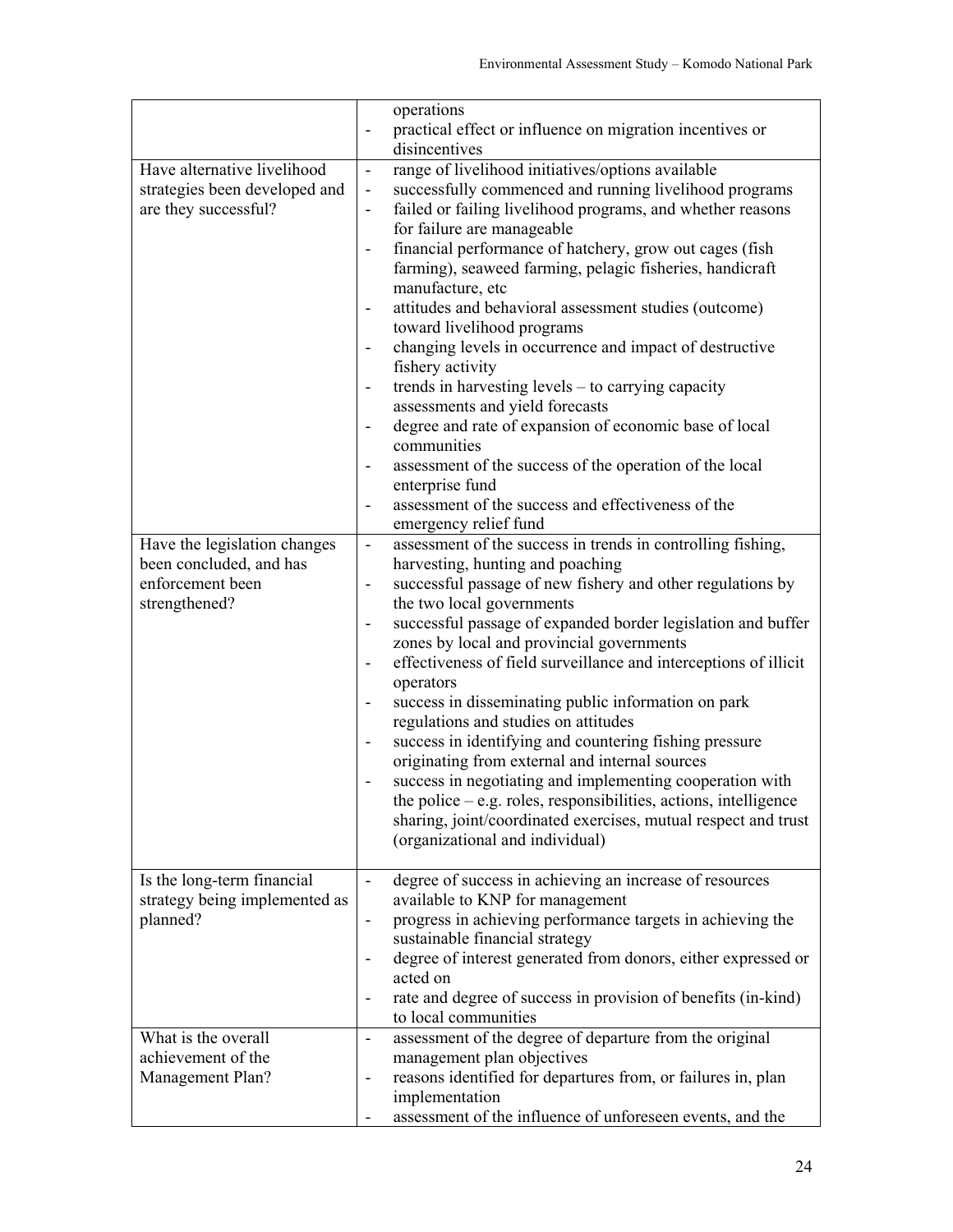| | |
|---|---|
| | operations<br>- practical effect or influence on migration incentives or disincentives |
| Have alternative livelihood strategies been developed and are they successful? | - range of livelihood initiatives/options available<br>- successfully commenced and running livelihood programs<br>- failed or failing livelihood programs, and whether reasons for failure are manageable<br>- financial performance of hatchery, grow out cages (fish farming), seaweed farming, pelagic fisheries, handicraft manufacture, etc<br>- attitudes and behavioral assessment studies (outcome) toward livelihood programs<br>- changing levels in occurrence and impact of destructive fishery activity<br>- trends in harvesting levels – to carrying capacity assessments and yield forecasts<br>- degree and rate of expansion of economic base of local communities<br>- assessment of the success of the operation of the local enterprise fund<br>- assessment of the success and effectiveness of the emergency relief fund |
| Have the legislation changes been concluded, and has enforcement been strengthened? | - assessment of the success in trends in controlling fishing, harvesting, hunting and poaching<br>- successful passage of new fishery and other regulations by the two local governments<br>- successful passage of expanded border legislation and buffer zones by local and provincial governments<br>- effectiveness of field surveillance and interceptions of illicit operators<br>- success in disseminating public information on park regulations and studies on attitudes<br>- success in identifying and countering fishing pressure originating from external and internal sources<br>- success in negotiating and implementing cooperation with the police – e.g. roles, responsibilities, actions, intelligence sharing, joint/coordinated exercises, mutual respect and trust (organizational and individual) |
| Is the long-term financial strategy being implemented as planned? | - degree of success in achieving an increase of resources available to KNP for management<br>- progress in achieving performance targets in achieving the sustainable financial strategy<br>- degree of interest generated from donors, either expressed or acted on<br>- rate and degree of success in provision of benefits (in-kind) to local communities |
| What is the overall achievement of the Management Plan? | - assessment of the degree of departure from the original management plan objectives<br>- reasons identified for departures from, or failures in, plan implementation<br>- assessment of the influence of unforeseen events, and the |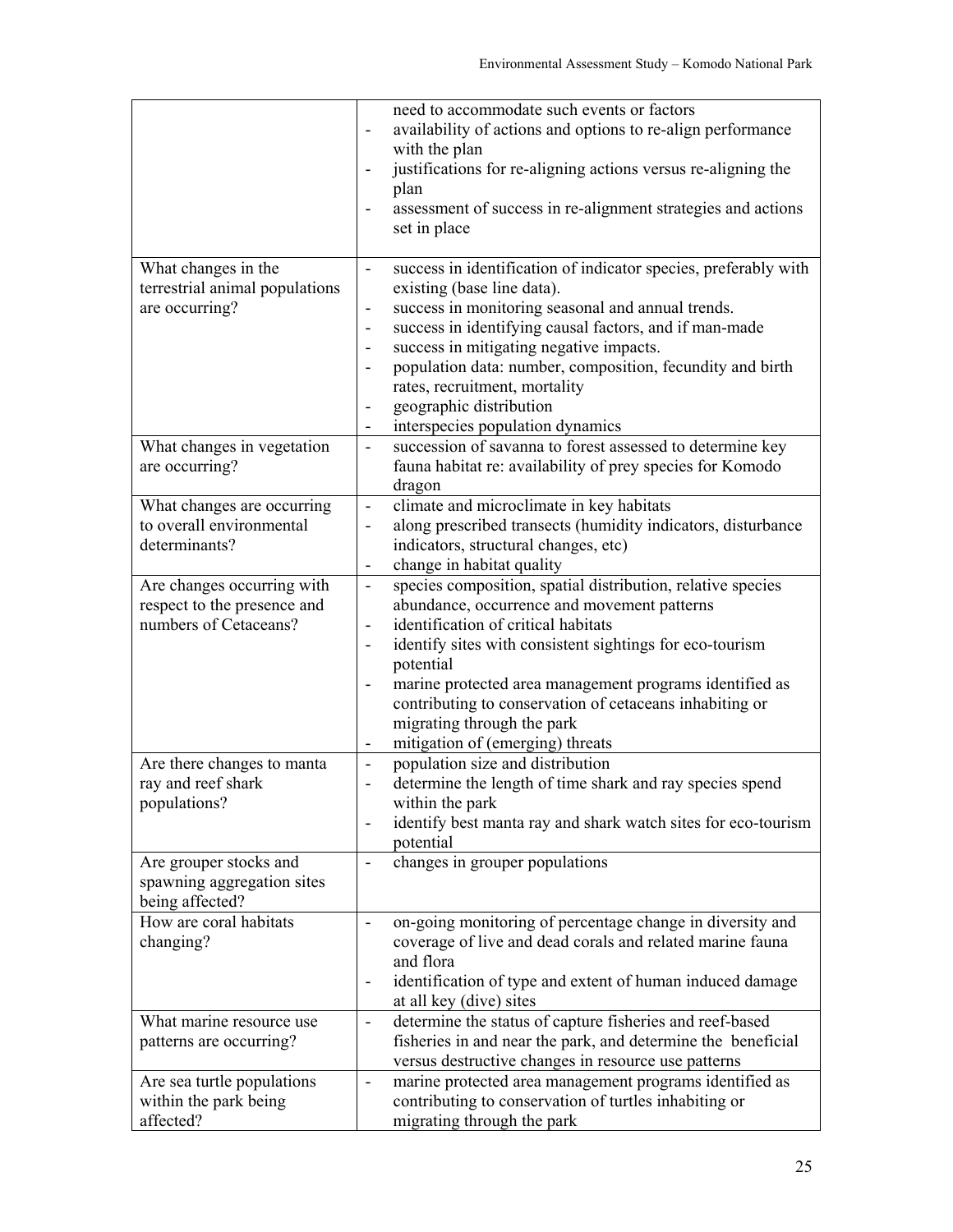| | |
|---|---|
| | need to accommodate such events or factors<br>- availability of actions and options to re-align performance with the plan<br>- justifications for re-aligning actions versus re-aligning the plan<br>- assessment of success in re-alignment strategies and actions set in place |
| What changes in the terrestrial animal populations are occurring? | - success in identification of indicator species, preferably with existing (base line data).<br>- success in monitoring seasonal and annual trends.<br>- success in identifying causal factors, and if man-made<br>- success in mitigating negative impacts.<br>- population data: number, composition, fecundity and birth rates, recruitment, mortality<br>- geographic distribution<br>- interspecies population dynamics |
| What changes in vegetation are occurring? | - succession of savanna to forest assessed to determine key fauna habitat re: availability of prey species for Komodo dragon |
| What changes are occurring to overall environmental determinants? | - climate and microclimate in key habitats<br>- along prescribed transects (humidity indicators, disturbance indicators, structural changes, etc)<br>- change in habitat quality |
| Are changes occurring with respect to the presence and numbers of Cetaceans? | - species composition, spatial distribution, relative species abundance, occurrence and movement patterns<br>- identification of critical habitats<br>- identify sites with consistent sightings for eco-tourism potential<br>- marine protected area management programs identified as contributing to conservation of cetaceans inhabiting or migrating through the park<br>- mitigation of (emerging) threats |
| Are there changes to manta ray and reef shark populations? | - population size and distribution<br>- determine the length of time shark and ray species spend within the park<br>- identify best manta ray and shark watch sites for eco-tourism potential |
| Are grouper stocks and spawning aggregation sites being affected? | - changes in grouper populations |
| How are coral habitats changing? | - on-going monitoring of percentage change in diversity and coverage of live and dead corals and related marine fauna and flora<br>- identification of type and extent of human induced damage at all key (dive) sites |
| What marine resource use patterns are occurring? | - determine the status of capture fisheries and reef-based fisheries in and near the park, and determine the beneficial versus destructive changes in resource use patterns |
| Are sea turtle populations within the park being affected? | - marine protected area management programs identified as contributing to conservation of turtles inhabiting or migrating through the park |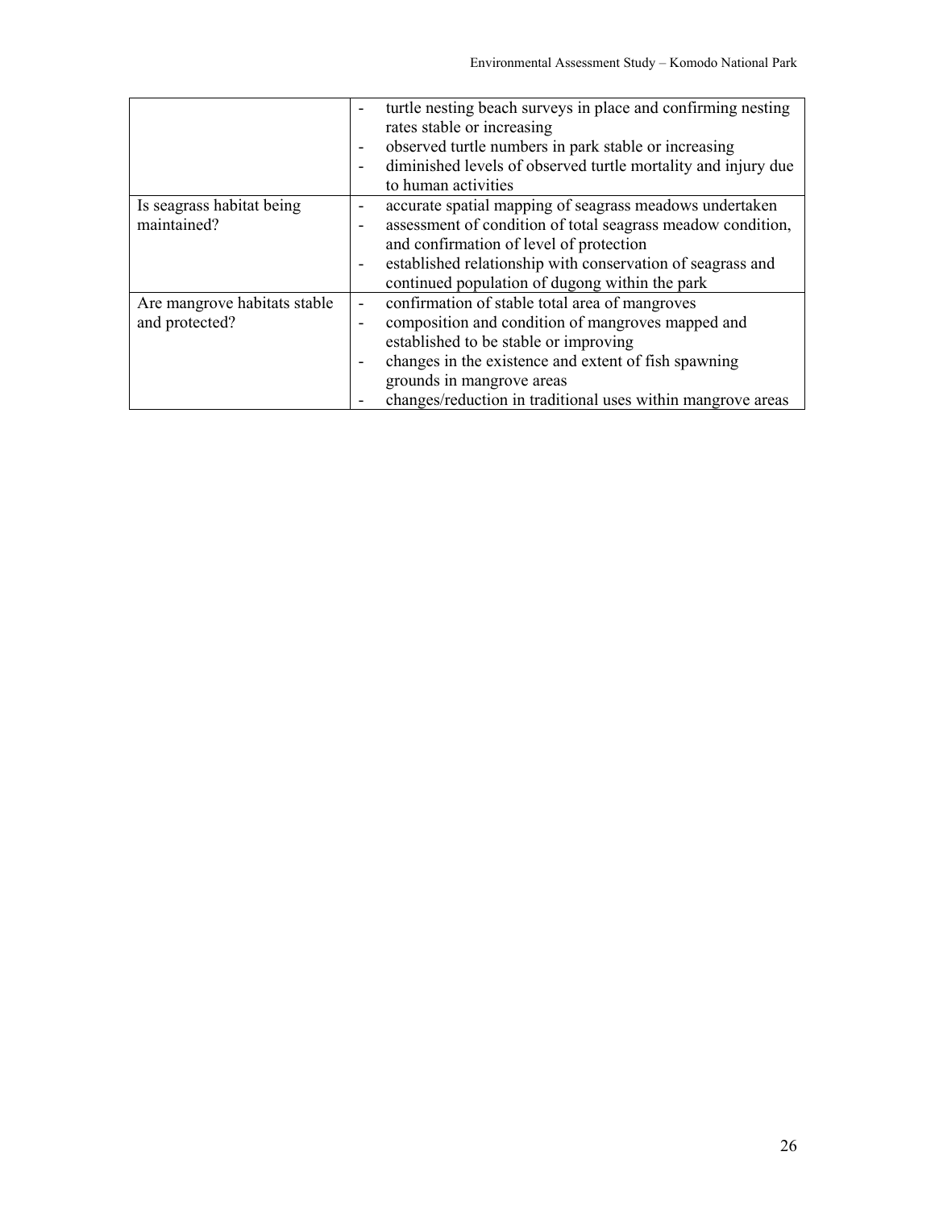| | |
|---|---|
| | - turtle nesting beach surveys in place and confirming nesting rates stable or increasing<br>- observed turtle numbers in park stable or increasing<br>- diminished levels of observed turtle mortality and injury due to human activities |
| Is seagrass habitat being maintained? | - accurate spatial mapping of seagrass meadows undertaken<br>- assessment of condition of total seagrass meadow condition, and confirmation of level of protection<br>- established relationship with conservation of seagrass and continued population of dugong within the park |
| Are mangrove habitats stable and protected? | - confirmation of stable total area of mangroves<br>- composition and condition of mangroves mapped and established to be stable or improving<br>- changes in the existence and extent of fish spawning grounds in mangrove areas<br>- changes/reduction in traditional uses within mangrove areas |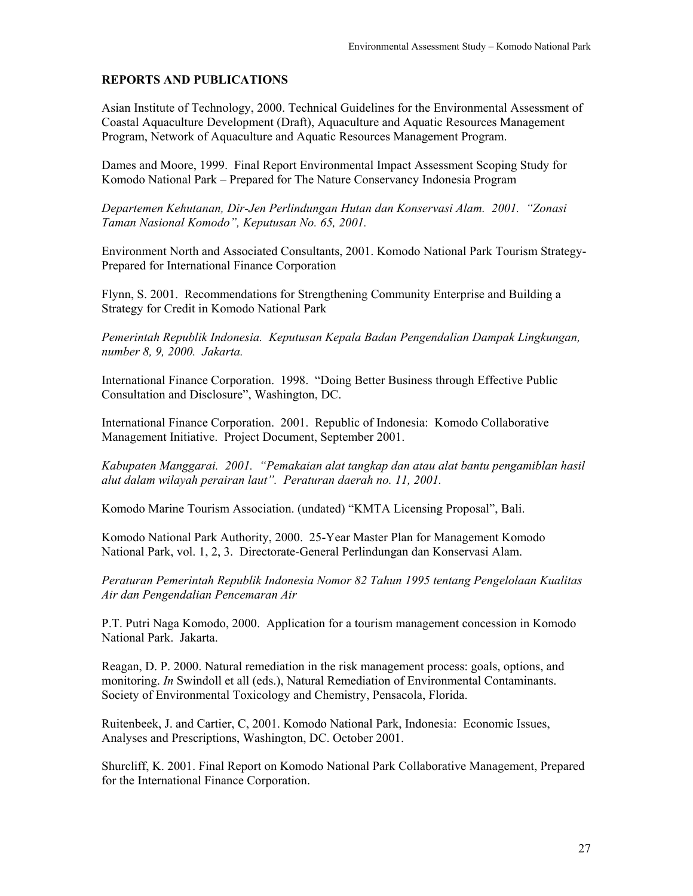**REPORTS AND PUBLICATIONS**

Asian Institute of Technology, 2000. Technical Guidelines for the Environmental Assessment of Coastal Aquaculture Development (Draft), Aquaculture and Aquatic Resources Management Program, Network of Aquaculture and Aquatic Resources Management Program.

Dames and Moore, 1999. Final Report Environmental Impact Assessment Scoping Study for Komodo National Park – Prepared for The Nature Conservancy Indonesia Program

*Departemen Kehutanan, Dir-Jen Perlindungan Hutan dan Konservasi Alam. 2001. "Zonasi Taman Nasional Komodo", Keputusan No. 65, 2001.*

Environment North and Associated Consultants, 2001. Komodo National Park Tourism Strategy- Prepared for International Finance Corporation

Flynn, S. 2001. Recommendations for Strengthening Community Enterprise and Building a Strategy for Credit in Komodo National Park

*Pemerintah Republik Indonesia. Keputusan Kepala Badan Pengendalian Dampak Lingkungan, number 8, 9, 2000. Jakarta.*

International Finance Corporation. 1998. "Doing Better Business through Effective Public Consultation and Disclosure", Washington, DC.

International Finance Corporation. 2001. Republic of Indonesia: Komodo Collaborative Management Initiative. Project Document, September 2001.

*Kabupaten Manggarai. 2001. "Pemakaian alat tangkap dan atau alat bantu pengamiblan hasil alut dalam wilayah perairan laut". Peraturan daerah no. 11, 2001.*

Komodo Marine Tourism Association. (undated) "KMTA Licensing Proposal", Bali.

Komodo National Park Authority, 2000. 25-Year Master Plan for Management Komodo National Park, vol. 1, 2, 3. Directorate-General Perlindungan dan Konservasi Alam.

*Peraturan Pemerintah Republik Indonesia Nomor 82 Tahun 1995 tentang Pengelolaan Kualitas Air dan Pengendalian Pencemaran Air*

P.T. Putri Naga Komodo, 2000. Application for a tourism management concession in Komodo National Park. Jakarta.

Reagan, D. P. 2000. Natural remediation in the risk management process: goals, options, and monitoring. *In* Swindoll et all (eds.), Natural Remediation of Environmental Contaminants. Society of Environmental Toxicology and Chemistry, Pensacola, Florida.

Ruitenbeek, J. and Cartier, C, 2001. Komodo National Park, Indonesia: Economic Issues, Analyses and Prescriptions, Washington, DC. October 2001.

Shurcliff, K. 2001. Final Report on Komodo National Park Collaborative Management, Prepared for the International Finance Corporation.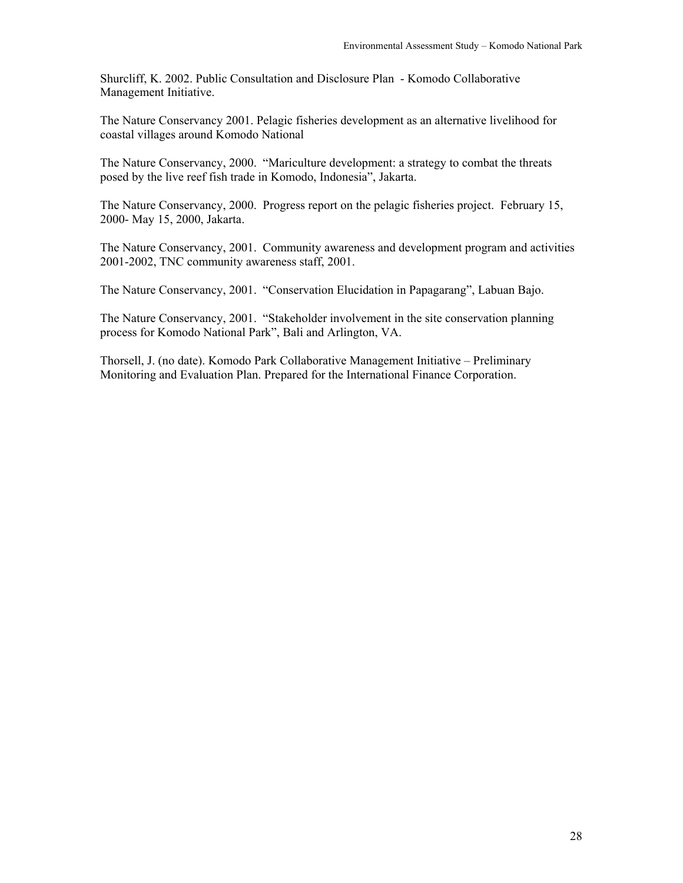Shurcliff, K. 2002. Public Consultation and Disclosure Plan - Komodo Collaborative Management Initiative.

The Nature Conservancy 2001. Pelagic fisheries development as an alternative livelihood for coastal villages around Komodo National

The Nature Conservancy, 2000. "Mariculture development: a strategy to combat the threats posed by the live reef fish trade in Komodo, Indonesia", Jakarta.

The Nature Conservancy, 2000. Progress report on the pelagic fisheries project. February 15, 2000- May 15, 2000, Jakarta.

The Nature Conservancy, 2001. Community awareness and development program and activities 2001-2002, TNC community awareness staff, 2001.

The Nature Conservancy, 2001. "Conservation Elucidation in Papagarang", Labuan Bajo.

The Nature Conservancy, 2001. "Stakeholder involvement in the site conservation planning process for Komodo National Park", Bali and Arlington, VA.

Thorsell, J. (no date). Komodo Park Collaborative Management Initiative – Preliminary Monitoring and Evaluation Plan. Prepared for the International Finance Corporation.